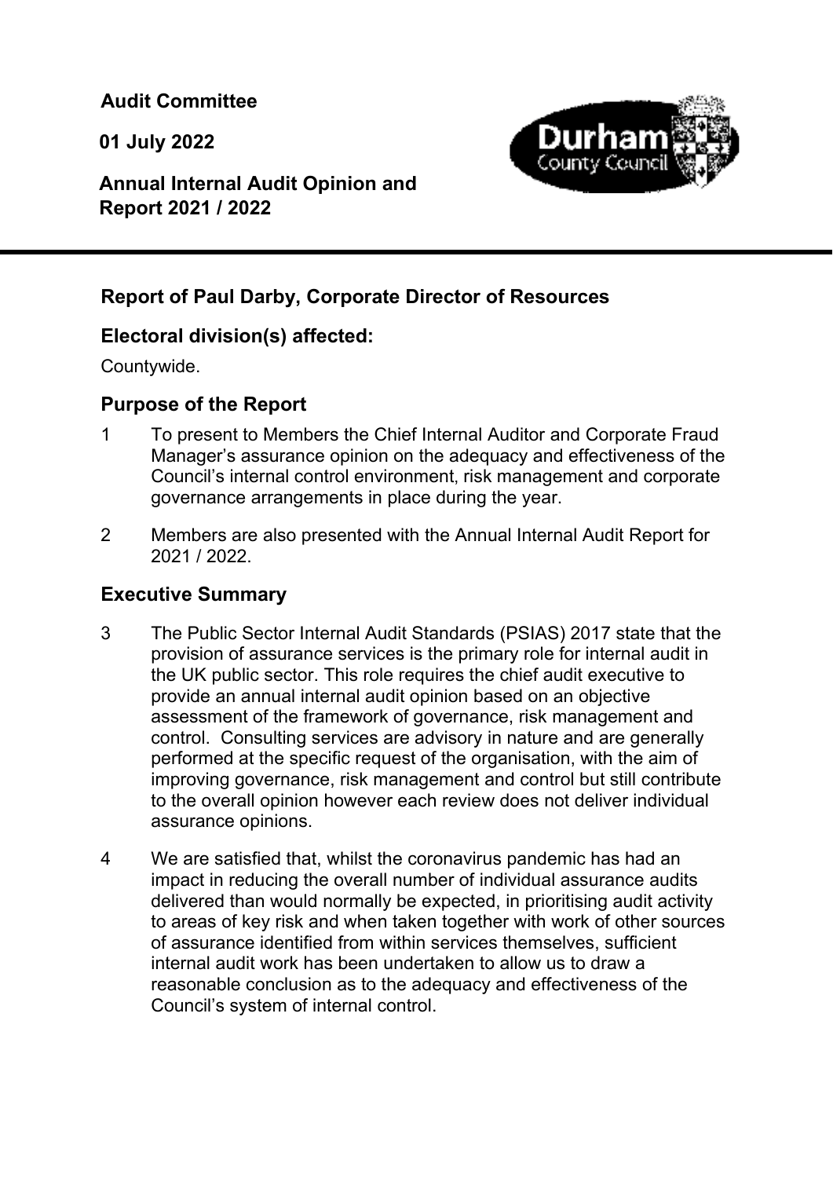**Audit Committee**

**01 July 2022**

**Annual Internal Audit Opinion and Report 2021 / 2022**

## Report of Paul Darby, Corporate Director of Resources

### Electoral division(s) affected:

Countywide.

### Purpose of the Report

1 To present to Members the Chief Internal Auditor and Corporate Fraud Manager's assurance opinion on the adequacy and effectiveness of the Council's internal control environment, risk management and corporate governance arrangements in place during the year.

2 Members are also presented with the Annual Internal Audit Report for 2021 / 2022.

### Executive Summary

3 The Public Sector Internal Audit Standards (PSIAS) 2017 state that the provision of assurance services is the primary role for internal audit in the UK public sector. This role requires the chief audit executive to provide an annual internal audit opinion based on an objective assessment of the framework of governance, risk management and control. Consulting services are advisory in nature and are generally performed at the specific request of the organisation, with the aim of improving governance, risk management and control but still contribute to the overall opinion however each review does not deliver individual assurance opinions.

4 We are satisfied that, whilst the coronavirus pandemic has had an impact in reducing the overall number of individual assurance audits delivered than would normally be expected, in prioritising audit activity to areas of key risk and when taken together with work of other sources of assurance identified from within services themselves, sufficient internal audit work has been undertaken to allow us to draw a reasonable conclusion as to the adequacy and effectiveness of the Council's system of internal control.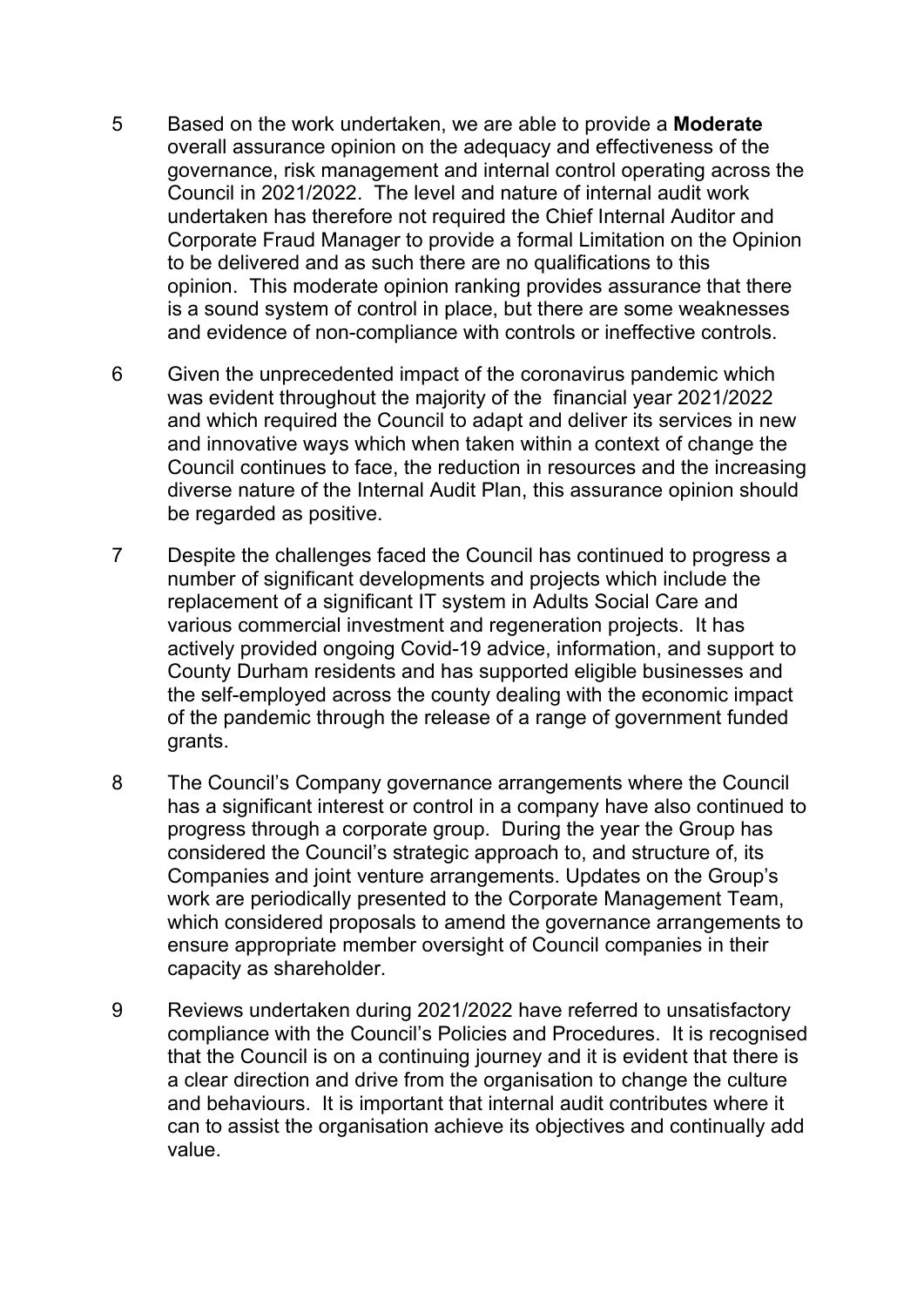5 Based on the work undertaken, we are able to provide a **Moderate** overall assurance opinion on the adequacy and effectiveness of the governance, risk management and internal control operating across the Council in 2021/2022. The level and nature of internal audit work undertaken has therefore not required the Chief Internal Auditor and Corporate Fraud Manager to provide a formal Limitation on the Opinion to be delivered and as such there are no qualifications to this opinion. This moderate opinion ranking provides assurance that there is a sound system of control in place, but there are some weaknesses and evidence of non-compliance with controls or ineffective controls.

6 Given the unprecedented impact of the coronavirus pandemic which was evident throughout the majority of the financial year 2021/2022 and which required the Council to adapt and deliver its services in new and innovative ways which when taken within a context of change the Council continues to face, the reduction in resources and the increasing diverse nature of the Internal Audit Plan, this assurance opinion should be regarded as positive.

7 Despite the challenges faced the Council has continued to progress a number of significant developments and projects which include the replacement of a significant IT system in Adults Social Care and various commercial investment and regeneration projects. It has actively provided ongoing Covid-19 advice, information, and support to County Durham residents and has supported eligible businesses and the self-employed across the county dealing with the economic impact of the pandemic through the release of a range of government funded grants.

8 The Council's Company governance arrangements where the Council has a significant interest or control in a company have also continued to progress through a corporate group. During the year the Group has considered the Council's strategic approach to, and structure of, its Companies and joint venture arrangements. Updates on the Group's work are periodically presented to the Corporate Management Team, which considered proposals to amend the governance arrangements to ensure appropriate member oversight of Council companies in their capacity as shareholder.

9 Reviews undertaken during 2021/2022 have referred to unsatisfactory compliance with the Council's Policies and Procedures. It is recognised that the Council is on a continuing journey and it is evident that there is a clear direction and drive from the organisation to change the culture and behaviours. It is important that internal audit contributes where it can to assist the organisation achieve its objectives and continually add value.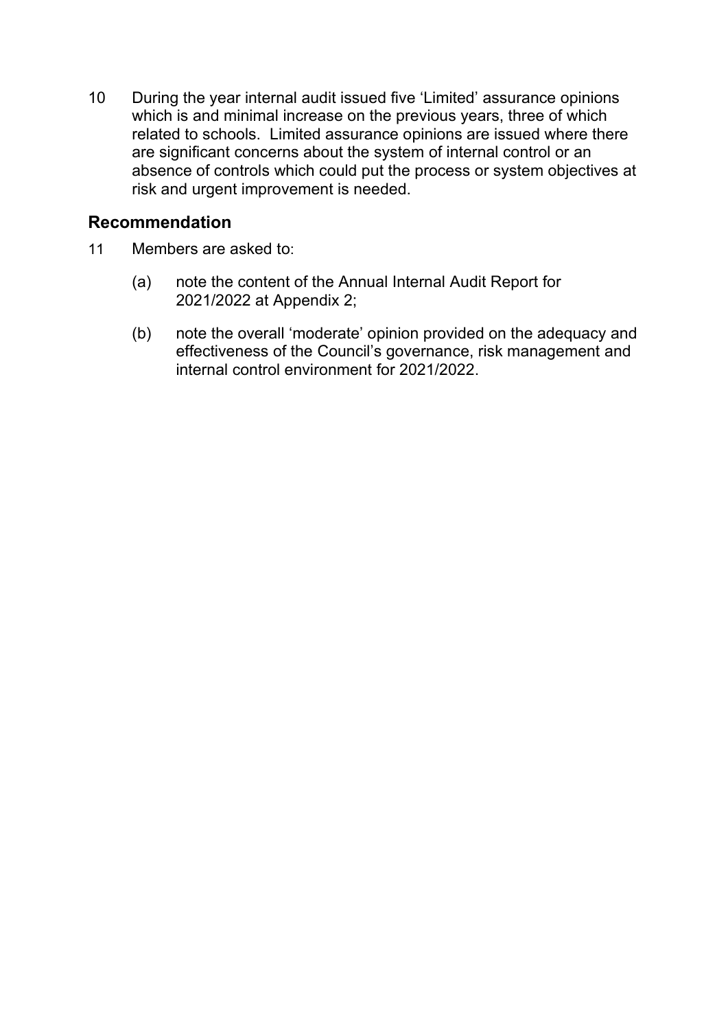10 During the year internal audit issued five ‘Limited’ assurance opinions which is and minimal increase on the previous years, three of which related to schools. Limited assurance opinions are issued where there are significant concerns about the system of internal control or an absence of controls which could put the process or system objectives at risk and urgent improvement is needed.

## Recommendation

11 Members are asked to:

(a) note the content of the Annual Internal Audit Report for 2021/2022 at Appendix 2;

(b) note the overall ‘moderate’ opinion provided on the adequacy and effectiveness of the Council’s governance, risk management and internal control environment for 2021/2022.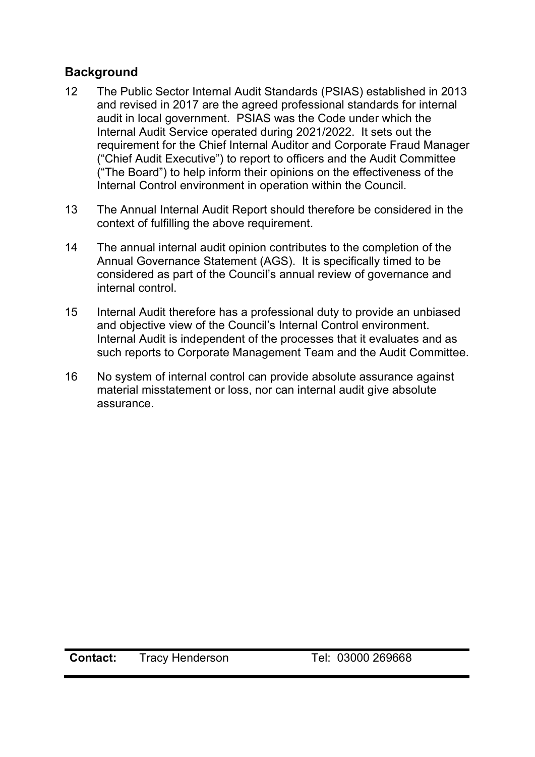## Background

12 The Public Sector Internal Audit Standards (PSIAS) established in 2013 and revised in 2017 are the agreed professional standards for internal audit in local government. PSIAS was the Code under which the Internal Audit Service operated during 2021/2022. It sets out the requirement for the Chief Internal Auditor and Corporate Fraud Manager ("Chief Audit Executive") to report to officers and the Audit Committee ("The Board") to help inform their opinions on the effectiveness of the Internal Control environment in operation within the Council.

13 The Annual Internal Audit Report should therefore be considered in the context of fulfilling the above requirement.

14 The annual internal audit opinion contributes to the completion of the Annual Governance Statement (AGS). It is specifically timed to be considered as part of the Council's annual review of governance and internal control.

15 Internal Audit therefore has a professional duty to provide an unbiased and objective view of the Council's Internal Control environment. Internal Audit is independent of the processes that it evaluates and as such reports to Corporate Management Team and the Audit Committee.

16 No system of internal control can provide absolute assurance against material misstatement or loss, nor can internal audit give absolute assurance.

| | | |
|---|---|---|
| **Contact:** | Tracy Henderson | Tel: 03000 269668 |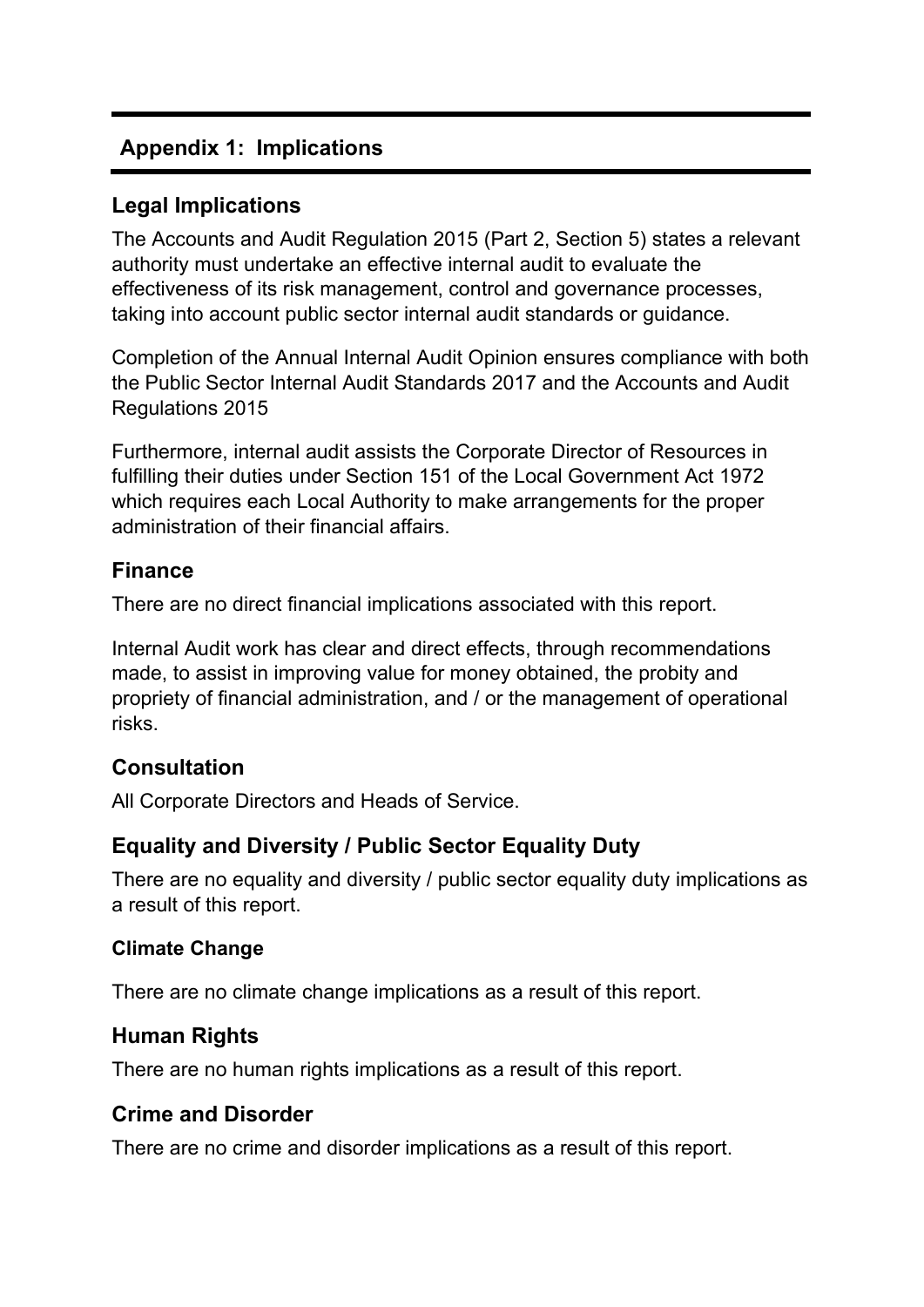## Appendix 1: Implications

### Legal Implications

The Accounts and Audit Regulation 2015 (Part 2, Section 5) states a relevant authority must undertake an effective internal audit to evaluate the effectiveness of its risk management, control and governance processes, taking into account public sector internal audit standards or guidance.

Completion of the Annual Internal Audit Opinion ensures compliance with both the Public Sector Internal Audit Standards 2017 and the Accounts and Audit Regulations 2015

Furthermore, internal audit assists the Corporate Director of Resources in fulfilling their duties under Section 151 of the Local Government Act 1972 which requires each Local Authority to make arrangements for the proper administration of their financial affairs.

### Finance

There are no direct financial implications associated with this report.

Internal Audit work has clear and direct effects, through recommendations made, to assist in improving value for money obtained, the probity and propriety of financial administration, and / or the management of operational risks.

### Consultation

All Corporate Directors and Heads of Service.

### Equality and Diversity / Public Sector Equality Duty

There are no equality and diversity / public sector equality duty implications as a result of this report.

#### Climate Change

There are no climate change implications as a result of this report.

### Human Rights

There are no human rights implications as a result of this report.

### Crime and Disorder

There are no crime and disorder implications as a result of this report.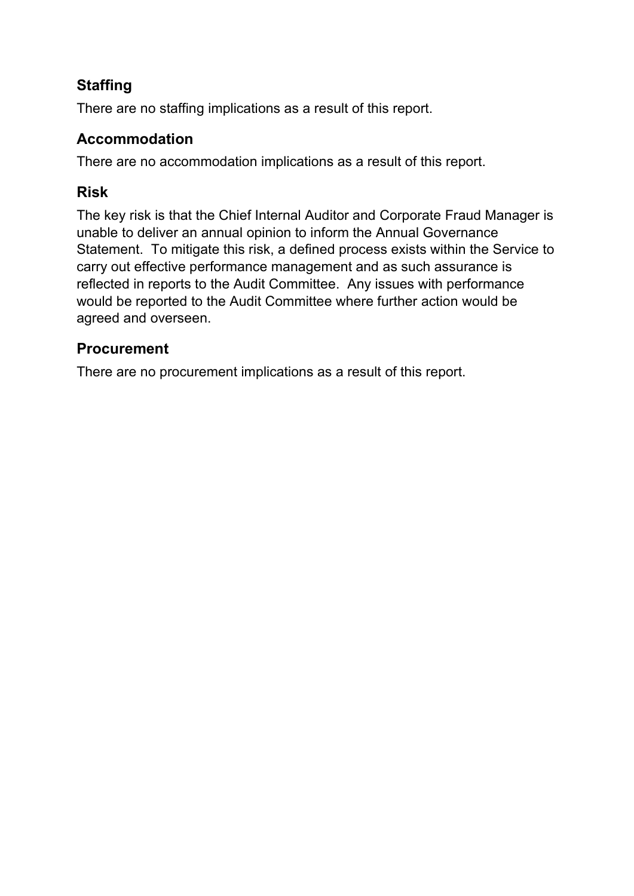### Staffing

There are no staffing implications as a result of this report.

### Accommodation

There are no accommodation implications as a result of this report.

### Risk

The key risk is that the Chief Internal Auditor and Corporate Fraud Manager is unable to deliver an annual opinion to inform the Annual Governance Statement. To mitigate this risk, a defined process exists within the Service to carry out effective performance management and as such assurance is reflected in reports to the Audit Committee. Any issues with performance would be reported to the Audit Committee where further action would be agreed and overseen.

### Procurement

There are no procurement implications as a result of this report.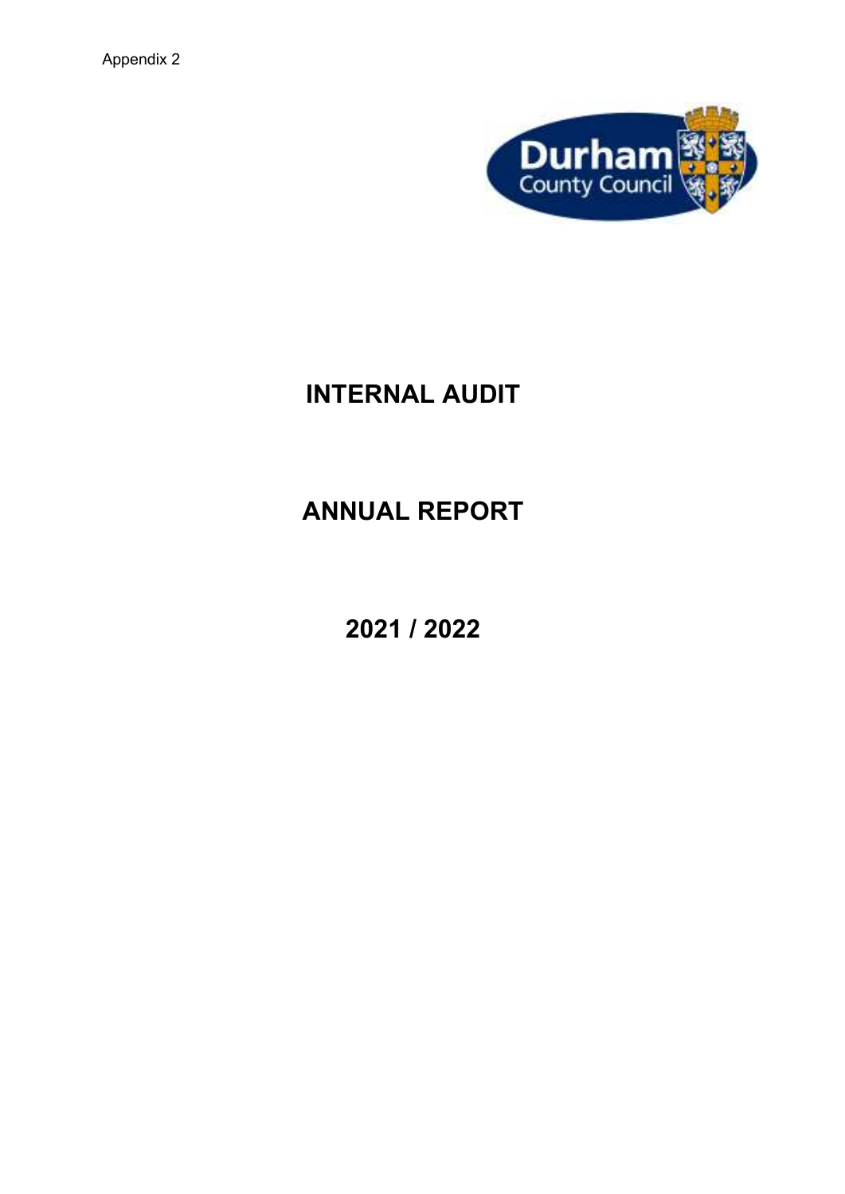Appendix 2

# INTERNAL AUDIT

# ANNUAL REPORT

# 2021 / 2022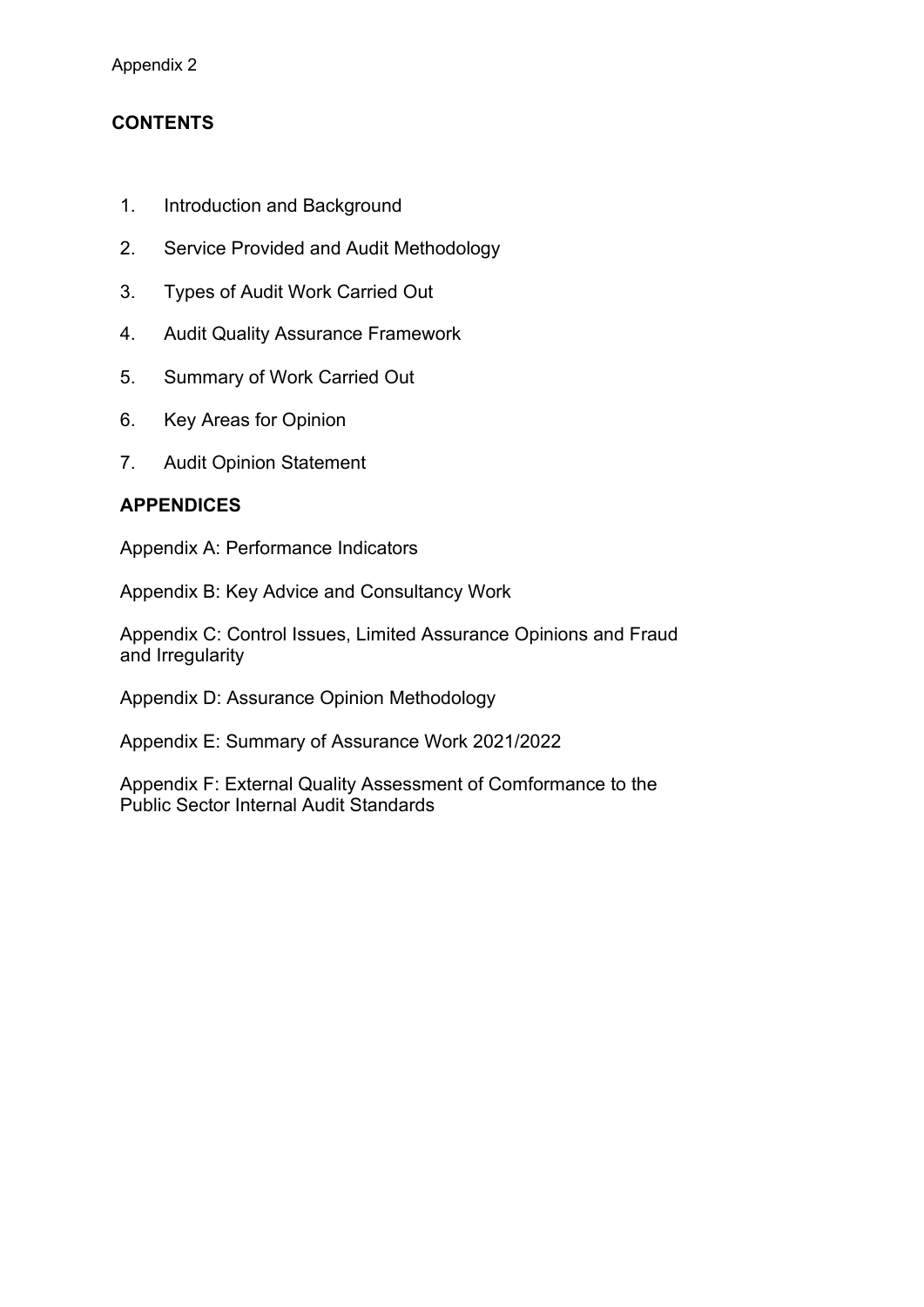Appendix 2

## CONTENTS

1. Introduction and Background
2. Service Provided and Audit Methodology
3. Types of Audit Work Carried Out
4. Audit Quality Assurance Framework
5. Summary of Work Carried Out
6. Key Areas for Opinion
7. Audit Opinion Statement

## APPENDICES

Appendix A: Performance Indicators

Appendix B: Key Advice and Consultancy Work

Appendix C: Control Issues, Limited Assurance Opinions and Fraud and Irregularity

Appendix D: Assurance Opinion Methodology

Appendix E: Summary of Assurance Work 2021/2022

Appendix F: External Quality Assessment of Comformance to the Public Sector Internal Audit Standards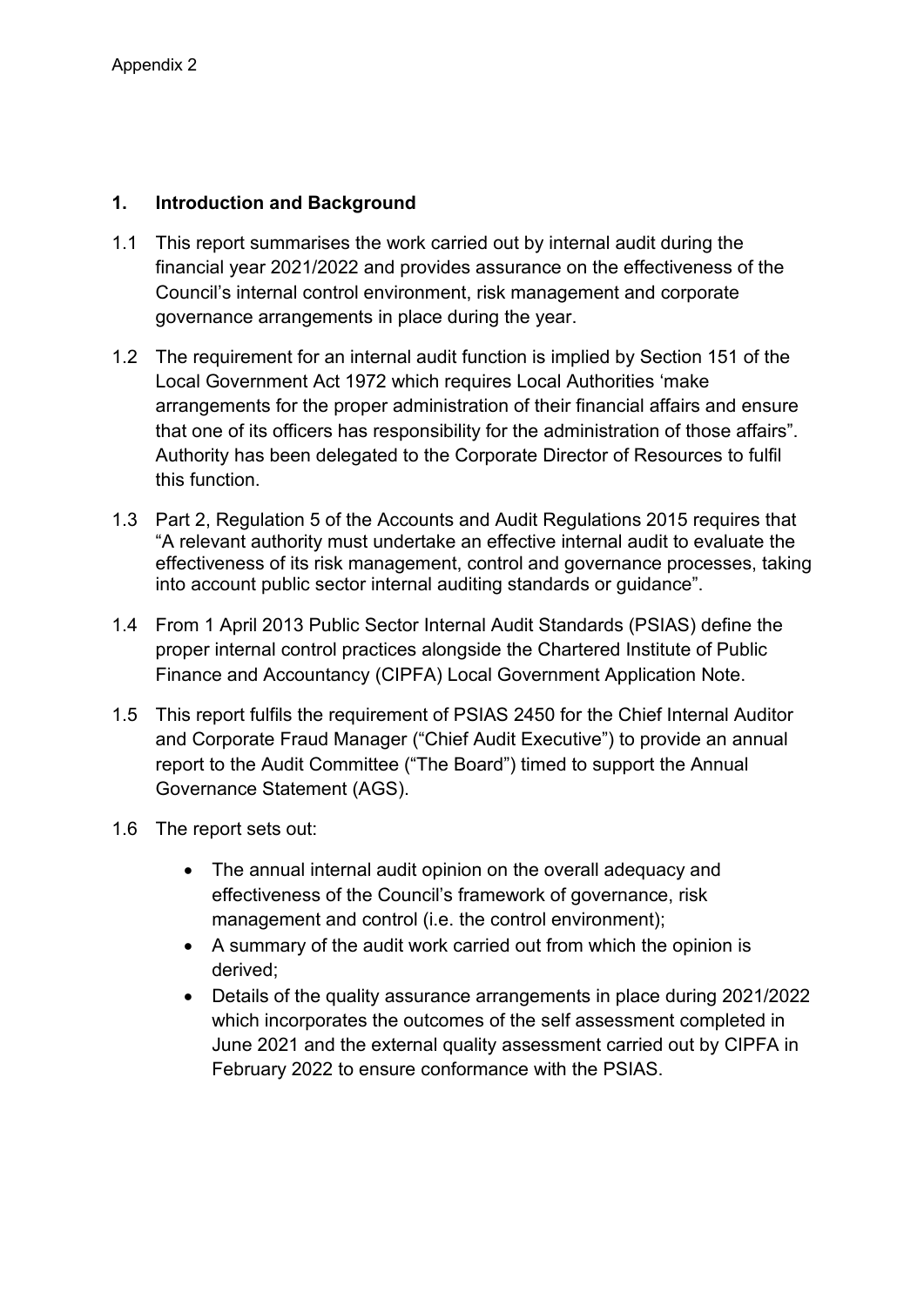Appendix 2

## 1. Introduction and Background

1.1 This report summarises the work carried out by internal audit during the financial year 2021/2022 and provides assurance on the effectiveness of the Council's internal control environment, risk management and corporate governance arrangements in place during the year.

1.2 The requirement for an internal audit function is implied by Section 151 of the Local Government Act 1972 which requires Local Authorities 'make arrangements for the proper administration of their financial affairs and ensure that one of its officers has responsibility for the administration of those affairs". Authority has been delegated to the Corporate Director of Resources to fulfil this function.

1.3 Part 2, Regulation 5 of the Accounts and Audit Regulations 2015 requires that "A relevant authority must undertake an effective internal audit to evaluate the effectiveness of its risk management, control and governance processes, taking into account public sector internal auditing standards or guidance".

1.4 From 1 April 2013 Public Sector Internal Audit Standards (PSIAS) define the proper internal control practices alongside the Chartered Institute of Public Finance and Accountancy (CIPFA) Local Government Application Note.

1.5 This report fulfils the requirement of PSIAS 2450 for the Chief Internal Auditor and Corporate Fraud Manager ("Chief Audit Executive") to provide an annual report to the Audit Committee ("The Board") timed to support the Annual Governance Statement (AGS).

1.6 The report sets out:

- The annual internal audit opinion on the overall adequacy and effectiveness of the Council's framework of governance, risk management and control (i.e. the control environment);
- A summary of the audit work carried out from which the opinion is derived;
- Details of the quality assurance arrangements in place during 2021/2022 which incorporates the outcomes of the self assessment completed in June 2021 and the external quality assessment carried out by CIPFA in February 2022 to ensure conformance with the PSIAS.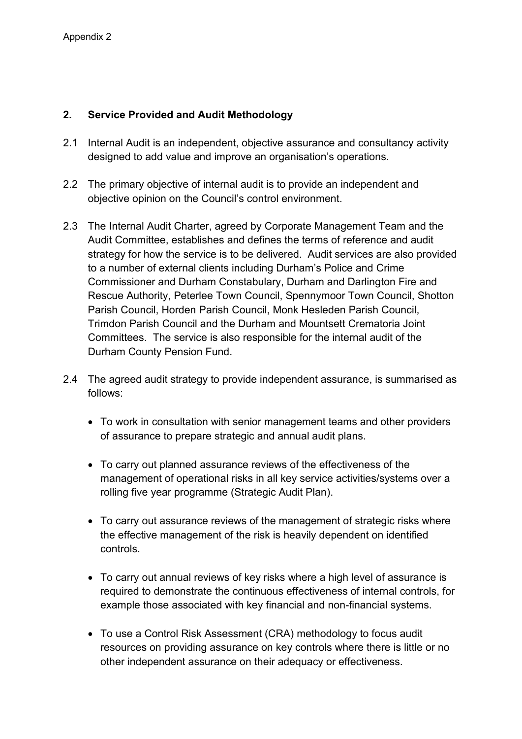Appendix 2

## 2. Service Provided and Audit Methodology

2.1 Internal Audit is an independent, objective assurance and consultancy activity designed to add value and improve an organisation's operations.

2.2 The primary objective of internal audit is to provide an independent and objective opinion on the Council's control environment.

2.3 The Internal Audit Charter, agreed by Corporate Management Team and the Audit Committee, establishes and defines the terms of reference and audit strategy for how the service is to be delivered. Audit services are also provided to a number of external clients including Durham's Police and Crime Commissioner and Durham Constabulary, Durham and Darlington Fire and Rescue Authority, Peterlee Town Council, Spennymoor Town Council, Shotton Parish Council, Horden Parish Council, Monk Hesleden Parish Council, Trimdon Parish Council and the Durham and Mountsett Crematoria Joint Committees. The service is also responsible for the internal audit of the Durham County Pension Fund.

2.4 The agreed audit strategy to provide independent assurance, is summarised as follows:

- To work in consultation with senior management teams and other providers of assurance to prepare strategic and annual audit plans.
- To carry out planned assurance reviews of the effectiveness of the management of operational risks in all key service activities/systems over a rolling five year programme (Strategic Audit Plan).
- To carry out assurance reviews of the management of strategic risks where the effective management of the risk is heavily dependent on identified controls.
- To carry out annual reviews of key risks where a high level of assurance is required to demonstrate the continuous effectiveness of internal controls, for example those associated with key financial and non-financial systems.
- To use a Control Risk Assessment (CRA) methodology to focus audit resources on providing assurance on key controls where there is little or no other independent assurance on their adequacy or effectiveness.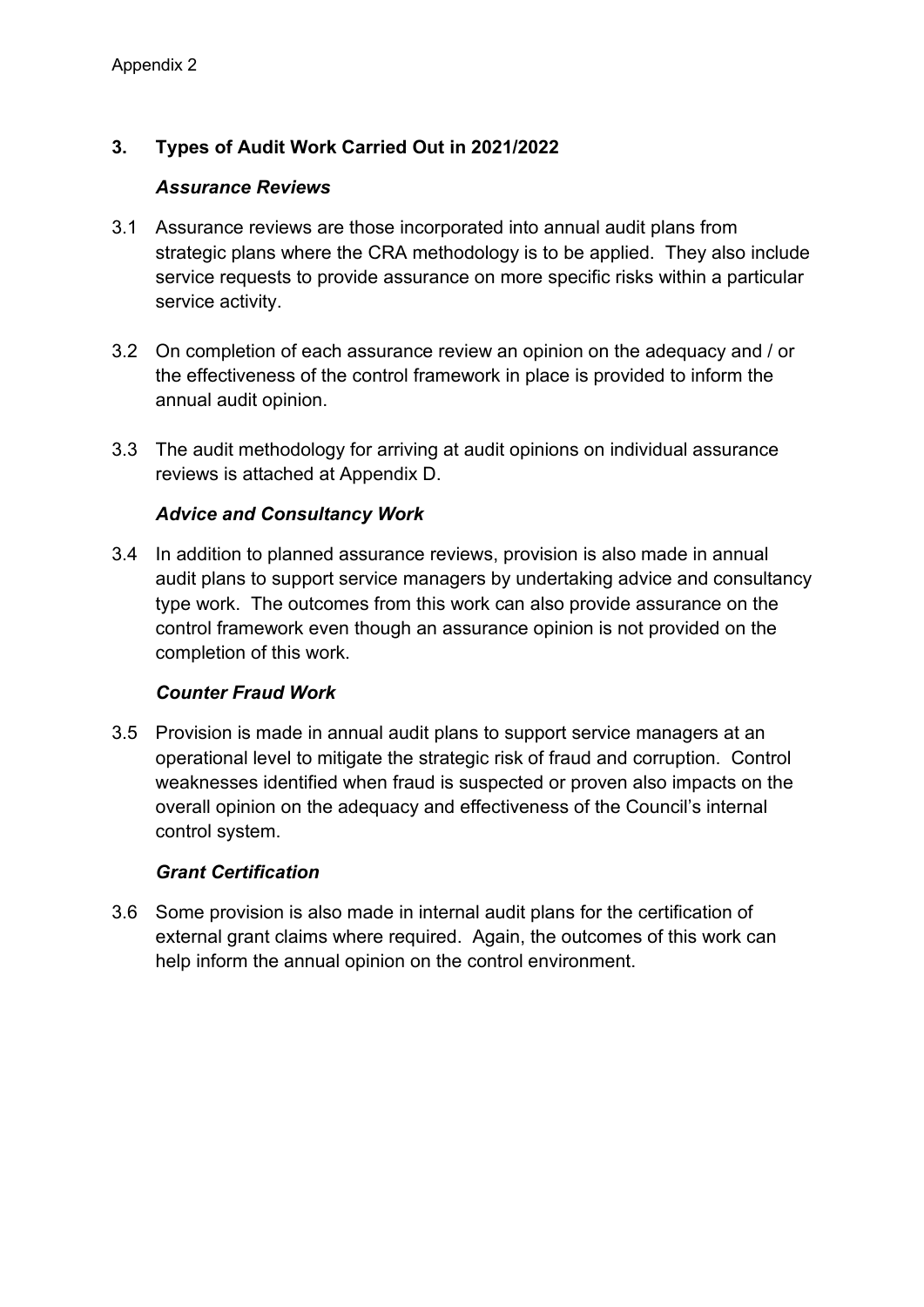Appendix 2

## 3. Types of Audit Work Carried Out in 2021/2022

### *Assurance Reviews*

3.1 Assurance reviews are those incorporated into annual audit plans from strategic plans where the CRA methodology is to be applied. They also include service requests to provide assurance on more specific risks within a particular service activity.

3.2 On completion of each assurance review an opinion on the adequacy and / or the effectiveness of the control framework in place is provided to inform the annual audit opinion.

3.3 The audit methodology for arriving at audit opinions on individual assurance reviews is attached at Appendix D.

### *Advice and Consultancy Work*

3.4 In addition to planned assurance reviews, provision is also made in annual audit plans to support service managers by undertaking advice and consultancy type work. The outcomes from this work can also provide assurance on the control framework even though an assurance opinion is not provided on the completion of this work.

### *Counter Fraud Work*

3.5 Provision is made in annual audit plans to support service managers at an operational level to mitigate the strategic risk of fraud and corruption. Control weaknesses identified when fraud is suspected or proven also impacts on the overall opinion on the adequacy and effectiveness of the Council's internal control system.

### *Grant Certification*

3.6 Some provision is also made in internal audit plans for the certification of external grant claims where required. Again, the outcomes of this work can help inform the annual opinion on the control environment.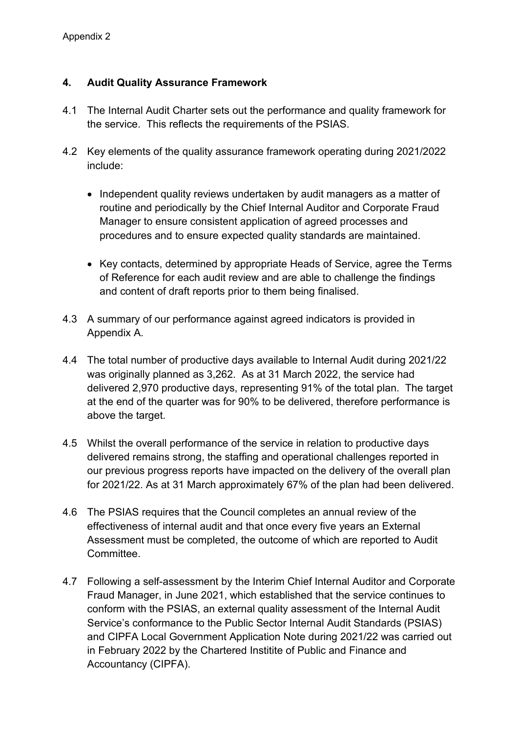Appendix 2

## 4. Audit Quality Assurance Framework

4.1 The Internal Audit Charter sets out the performance and quality framework for the service. This reflects the requirements of the PSIAS.

4.2 Key elements of the quality assurance framework operating during 2021/2022 include:

- Independent quality reviews undertaken by audit managers as a matter of routine and periodically by the Chief Internal Auditor and Corporate Fraud Manager to ensure consistent application of agreed processes and procedures and to ensure expected quality standards are maintained.
- Key contacts, determined by appropriate Heads of Service, agree the Terms of Reference for each audit review and are able to challenge the findings and content of draft reports prior to them being finalised.

4.3 A summary of our performance against agreed indicators is provided in Appendix A.

4.4 The total number of productive days available to Internal Audit during 2021/22 was originally planned as 3,262. As at 31 March 2022, the service had delivered 2,970 productive days, representing 91% of the total plan. The target at the end of the quarter was for 90% to be delivered, therefore performance is above the target.

4.5 Whilst the overall performance of the service in relation to productive days delivered remains strong, the staffing and operational challenges reported in our previous progress reports have impacted on the delivery of the overall plan for 2021/22. As at 31 March approximately 67% of the plan had been delivered.

4.6 The PSIAS requires that the Council completes an annual review of the effectiveness of internal audit and that once every five years an External Assessment must be completed, the outcome of which are reported to Audit Committee.

4.7 Following a self-assessment by the Interim Chief Internal Auditor and Corporate Fraud Manager, in June 2021, which established that the service continues to conform with the PSIAS, an external quality assessment of the Internal Audit Service's conformance to the Public Sector Internal Audit Standards (PSIAS) and CIPFA Local Government Application Note during 2021/22 was carried out in February 2022 by the Chartered Institite of Public and Finance and Accountancy (CIPFA).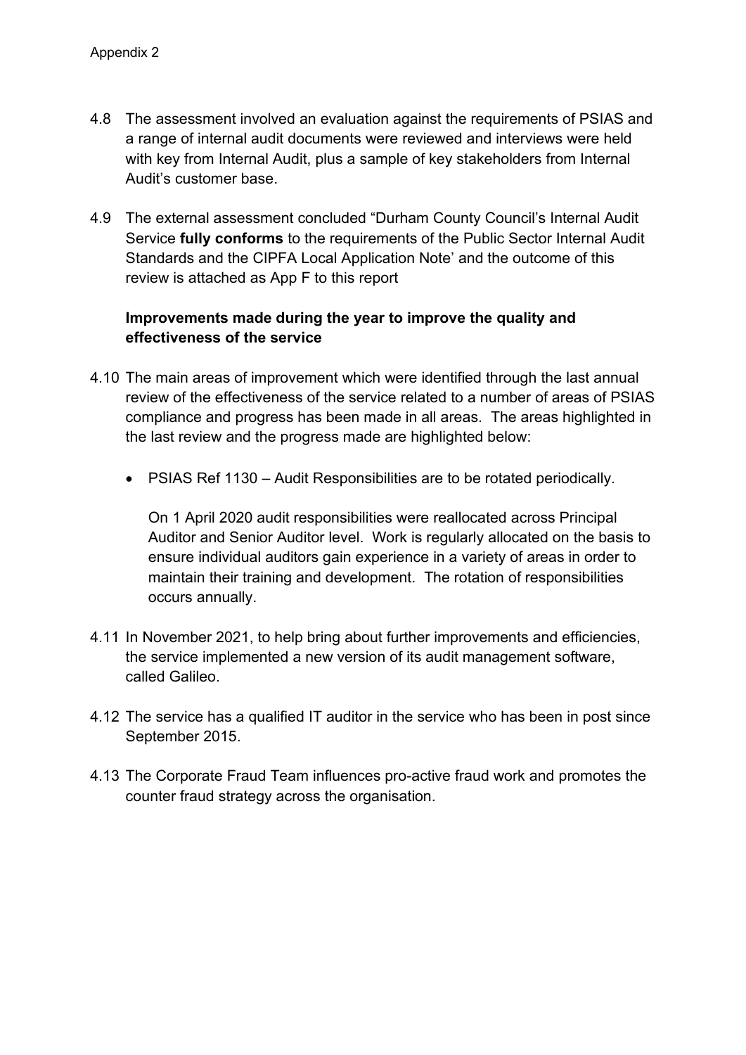Appendix 2

4.8 The assessment involved an evaluation against the requirements of PSIAS and a range of internal audit documents were reviewed and interviews were held with key from Internal Audit, plus a sample of key stakeholders from Internal Audit's customer base.

4.9 The external assessment concluded "Durham County Council's Internal Audit Service **fully conforms** to the requirements of the Public Sector Internal Audit Standards and the CIPFA Local Application Note' and the outcome of this review is attached as App F to this report

**Improvements made during the year to improve the quality and effectiveness of the service**

4.10 The main areas of improvement which were identified through the last annual review of the effectiveness of the service related to a number of areas of PSIAS compliance and progress has been made in all areas. The areas highlighted in the last review and the progress made are highlighted below:

- PSIAS Ref 1130 – Audit Responsibilities are to be rotated periodically.

  On 1 April 2020 audit responsibilities were reallocated across Principal Auditor and Senior Auditor level. Work is regularly allocated on the basis to ensure individual auditors gain experience in a variety of areas in order to maintain their training and development. The rotation of responsibilities occurs annually.

4.11 In November 2021, to help bring about further improvements and efficiencies, the service implemented a new version of its audit management software, called Galileo.

4.12 The service has a qualified IT auditor in the service who has been in post since September 2015.

4.13 The Corporate Fraud Team influences pro-active fraud work and promotes the counter fraud strategy across the organisation.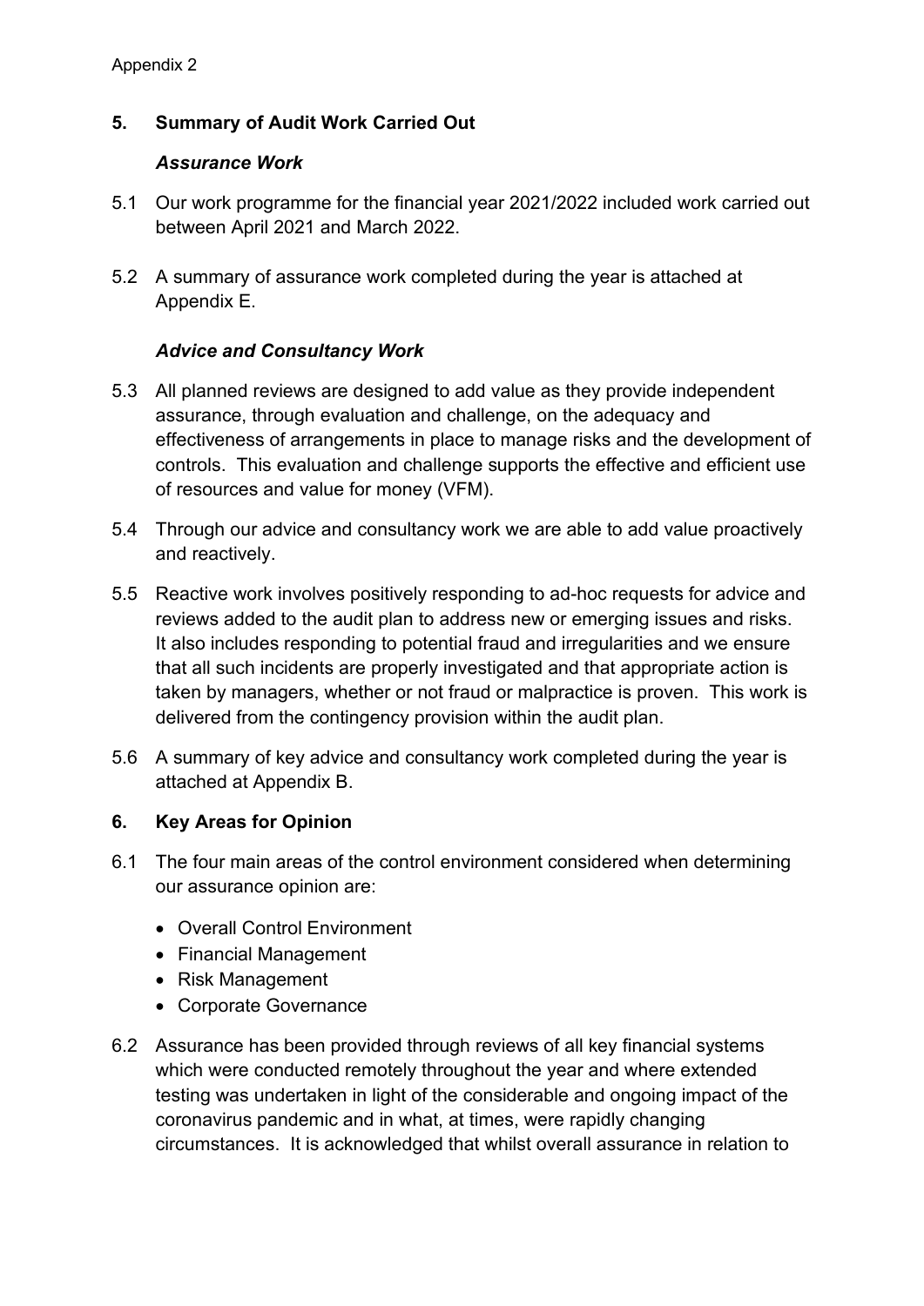## 5. Summary of Audit Work Carried Out

### *Assurance Work*

5.1 Our work programme for the financial year 2021/2022 included work carried out between April 2021 and March 2022.

5.2 A summary of assurance work completed during the year is attached at Appendix E.

### *Advice and Consultancy Work*

5.3 All planned reviews are designed to add value as they provide independent assurance, through evaluation and challenge, on the adequacy and effectiveness of arrangements in place to manage risks and the development of controls. This evaluation and challenge supports the effective and efficient use of resources and value for money (VFM).

5.4 Through our advice and consultancy work we are able to add value proactively and reactively.

5.5 Reactive work involves positively responding to ad-hoc requests for advice and reviews added to the audit plan to address new or emerging issues and risks. It also includes responding to potential fraud and irregularities and we ensure that all such incidents are properly investigated and that appropriate action is taken by managers, whether or not fraud or malpractice is proven. This work is delivered from the contingency provision within the audit plan.

5.6 A summary of key advice and consultancy work completed during the year is attached at Appendix B.

## 6. Key Areas for Opinion

6.1 The four main areas of the control environment considered when determining our assurance opinion are:

- Overall Control Environment
- Financial Management
- Risk Management
- Corporate Governance

6.2 Assurance has been provided through reviews of all key financial systems which were conducted remotely throughout the year and where extended testing was undertaken in light of the considerable and ongoing impact of the coronavirus pandemic and in what, at times, were rapidly changing circumstances. It is acknowledged that whilst overall assurance in relation to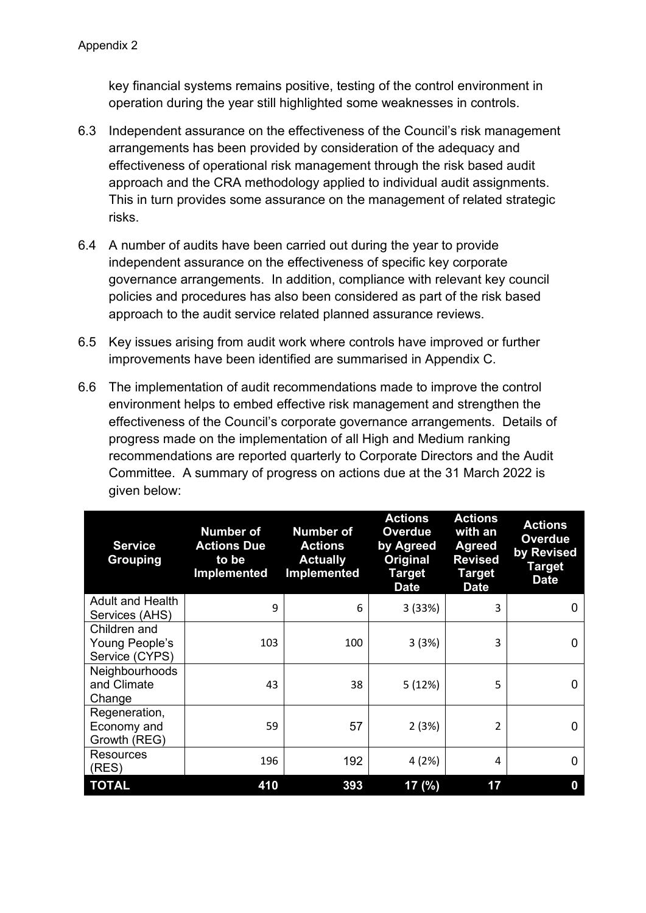key financial systems remains positive, testing of the control environment in operation during the year still highlighted some weaknesses in controls.

6.3 Independent assurance on the effectiveness of the Council's risk management arrangements has been provided by consideration of the adequacy and effectiveness of operational risk management through the risk based audit approach and the CRA methodology applied to individual audit assignments. This in turn provides some assurance on the management of related strategic risks.

6.4 A number of audits have been carried out during the year to provide independent assurance on the effectiveness of specific key corporate governance arrangements. In addition, compliance with relevant key council policies and procedures has also been considered as part of the risk based approach to the audit service related planned assurance reviews.

6.5 Key issues arising from audit work where controls have improved or further improvements have been identified are summarised in Appendix C.

6.6 The implementation of audit recommendations made to improve the control environment helps to embed effective risk management and strengthen the effectiveness of the Council's corporate governance arrangements. Details of progress made on the implementation of all High and Medium ranking recommendations are reported quarterly to Corporate Directors and the Audit Committee. A summary of progress on actions due at the 31 March 2022 is given below:

| Service Grouping | Number of Actions Due to be Implemented | Number of Actions Actually Implemented | Actions Overdue by Agreed Original Target Date | Actions with an Agreed Revised Target Date | Actions Overdue by Revised Target Date |
|---|---|---|---|---|---|
| Adult and Health Services (AHS) | 9 | 6 | 3 (33%) | 3 | 0 |
| Children and Young People's Service (CYPS) | 103 | 100 | 3 (3%) | 3 | 0 |
| Neighbourhoods and Climate Change | 43 | 38 | 5 (12%) | 5 | 0 |
| Regeneration, Economy and Growth (REG) | 59 | 57 | 2 (3%) | 2 | 0 |
| Resources (RES) | 196 | 192 | 4 (2%) | 4 | 0 |
| **TOTAL** | **410** | **393** | **17 (%)** | **17** | **0** |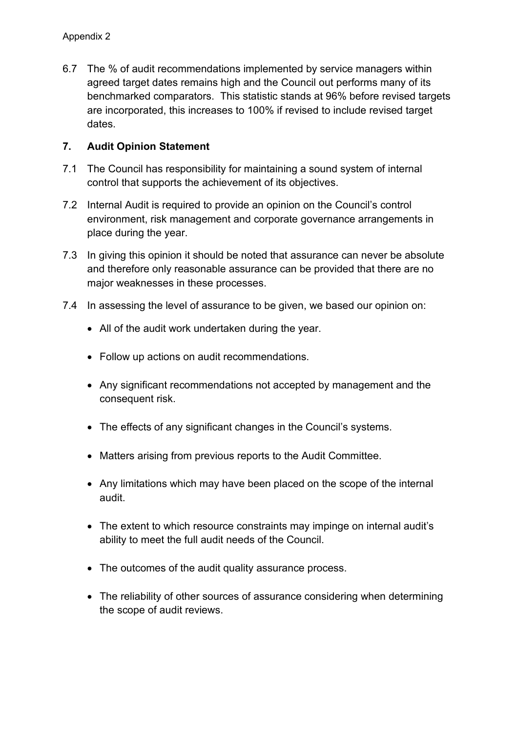6.7 The % of audit recommendations implemented by service managers within agreed target dates remains high and the Council out performs many of its benchmarked comparators. This statistic stands at 96% before revised targets are incorporated, this increases to 100% if revised to include revised target dates.

## 7. Audit Opinion Statement

7.1 The Council has responsibility for maintaining a sound system of internal control that supports the achievement of its objectives.

7.2 Internal Audit is required to provide an opinion on the Council's control environment, risk management and corporate governance arrangements in place during the year.

7.3 In giving this opinion it should be noted that assurance can never be absolute and therefore only reasonable assurance can be provided that there are no major weaknesses in these processes.

7.4 In assessing the level of assurance to be given, we based our opinion on:

- All of the audit work undertaken during the year.
- Follow up actions on audit recommendations.
- Any significant recommendations not accepted by management and the consequent risk.
- The effects of any significant changes in the Council's systems.
- Matters arising from previous reports to the Audit Committee.
- Any limitations which may have been placed on the scope of the internal audit.
- The extent to which resource constraints may impinge on internal audit's ability to meet the full audit needs of the Council.
- The outcomes of the audit quality assurance process.
- The reliability of other sources of assurance considering when determining the scope of audit reviews.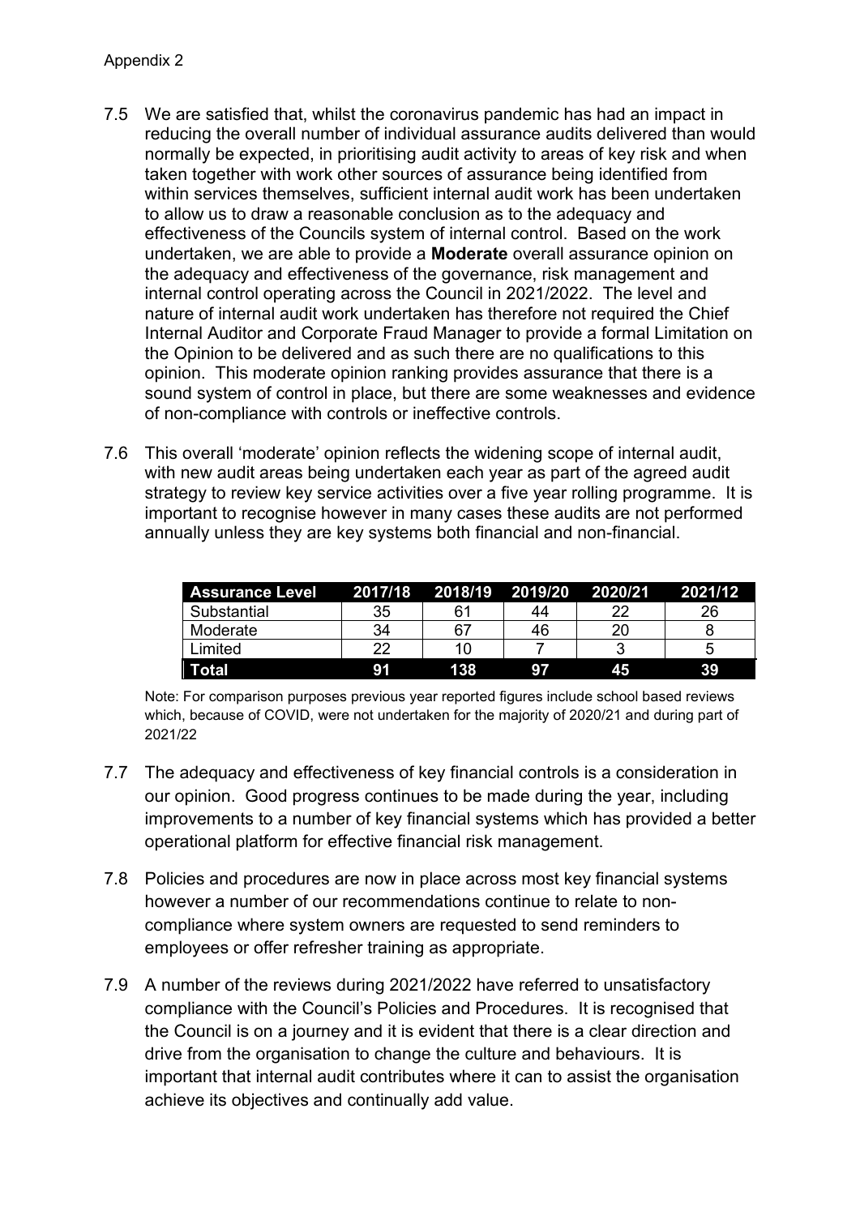Appendix 2

7.5 We are satisfied that, whilst the coronavirus pandemic has had an impact in reducing the overall number of individual assurance audits delivered than would normally be expected, in prioritising audit activity to areas of key risk and when taken together with work other sources of assurance being identified from within services themselves, sufficient internal audit work has been undertaken to allow us to draw a reasonable conclusion as to the adequacy and effectiveness of the Councils system of internal control. Based on the work undertaken, we are able to provide a **Moderate** overall assurance opinion on the adequacy and effectiveness of the governance, risk management and internal control operating across the Council in 2021/2022. The level and nature of internal audit work undertaken has therefore not required the Chief Internal Auditor and Corporate Fraud Manager to provide a formal Limitation on the Opinion to be delivered and as such there are no qualifications to this opinion. This moderate opinion ranking provides assurance that there is a sound system of control in place, but there are some weaknesses and evidence of non-compliance with controls or ineffective controls.

7.6 This overall 'moderate' opinion reflects the widening scope of internal audit, with new audit areas being undertaken each year as part of the agreed audit strategy to review key service activities over a five year rolling programme. It is important to recognise however in many cases these audits are not performed annually unless they are key systems both financial and non-financial.

| Assurance Level | 2017/18 | 2018/19 | 2019/20 | 2020/21 | 2021/12 |
|---|---|---|---|---|---|
| Substantial | 35 | 61 | 44 | 22 | 26 |
| Moderate | 34 | 67 | 46 | 20 | 8 |
| Limited | 22 | 10 | 7 | 3 | 5 |
| **Total** | **91** | **138** | **97** | **45** | **39** |

Note: For comparison purposes previous year reported figures include school based reviews which, because of COVID, were not undertaken for the majority of 2020/21 and during part of 2021/22

7.7 The adequacy and effectiveness of key financial controls is a consideration in our opinion. Good progress continues to be made during the year, including improvements to a number of key financial systems which has provided a better operational platform for effective financial risk management.

7.8 Policies and procedures are now in place across most key financial systems however a number of our recommendations continue to relate to non-compliance where system owners are requested to send reminders to employees or offer refresher training as appropriate.

7.9 A number of the reviews during 2021/2022 have referred to unsatisfactory compliance with the Council's Policies and Procedures. It is recognised that the Council is on a journey and it is evident that there is a clear direction and drive from the organisation to change the culture and behaviours. It is important that internal audit contributes where it can to assist the organisation achieve its objectives and continually add value.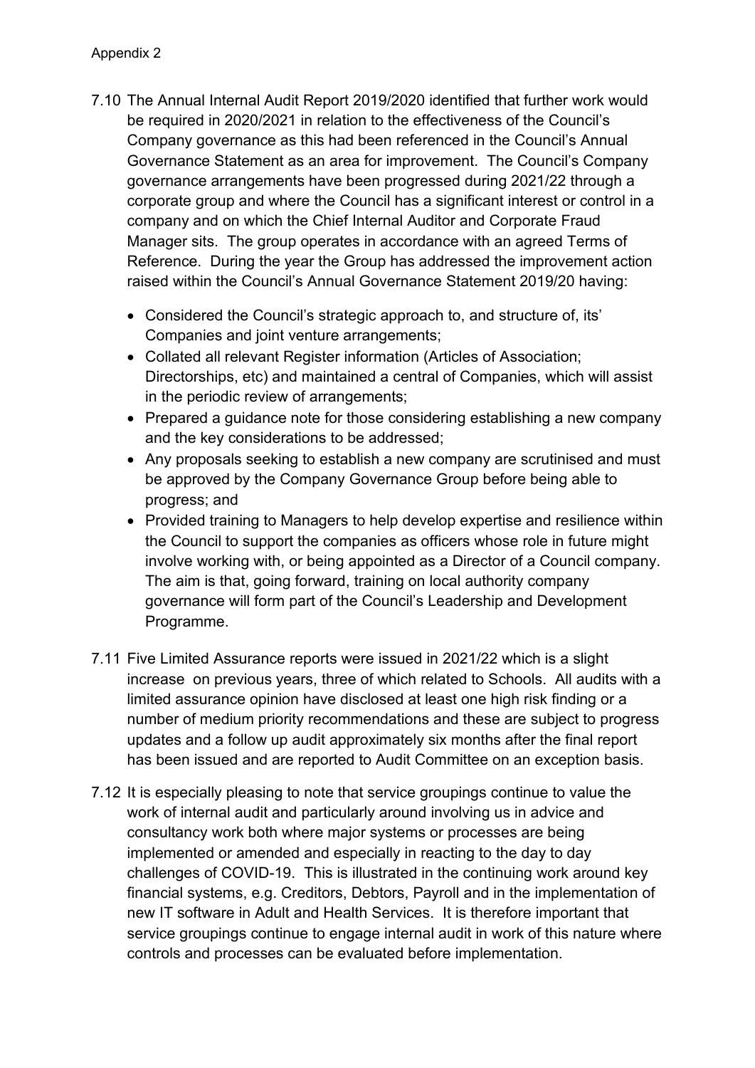Appendix 2

7.10 The Annual Internal Audit Report 2019/2020 identified that further work would be required in 2020/2021 in relation to the effectiveness of the Council's Company governance as this had been referenced in the Council's Annual Governance Statement as an area for improvement. The Council's Company governance arrangements have been progressed during 2021/22 through a corporate group and where the Council has a significant interest or control in a company and on which the Chief Internal Auditor and Corporate Fraud Manager sits. The group operates in accordance with an agreed Terms of Reference. During the year the Group has addressed the improvement action raised within the Council's Annual Governance Statement 2019/20 having:

- Considered the Council's strategic approach to, and structure of, its' Companies and joint venture arrangements;
- Collated all relevant Register information (Articles of Association; Directorships, etc) and maintained a central of Companies, which will assist in the periodic review of arrangements;
- Prepared a guidance note for those considering establishing a new company and the key considerations to be addressed;
- Any proposals seeking to establish a new company are scrutinised and must be approved by the Company Governance Group before being able to progress; and
- Provided training to Managers to help develop expertise and resilience within the Council to support the companies as officers whose role in future might involve working with, or being appointed as a Director of a Council company. The aim is that, going forward, training on local authority company governance will form part of the Council's Leadership and Development Programme.

7.11 Five Limited Assurance reports were issued in 2021/22 which is a slight increase on previous years, three of which related to Schools. All audits with a limited assurance opinion have disclosed at least one high risk finding or a number of medium priority recommendations and these are subject to progress updates and a follow up audit approximately six months after the final report has been issued and are reported to Audit Committee on an exception basis.

7.12 It is especially pleasing to note that service groupings continue to value the work of internal audit and particularly around involving us in advice and consultancy work both where major systems or processes are being implemented or amended and especially in reacting to the day to day challenges of COVID-19. This is illustrated in the continuing work around key financial systems, e.g. Creditors, Debtors, Payroll and in the implementation of new IT software in Adult and Health Services. It is therefore important that service groupings continue to engage internal audit in work of this nature where controls and processes can be evaluated before implementation.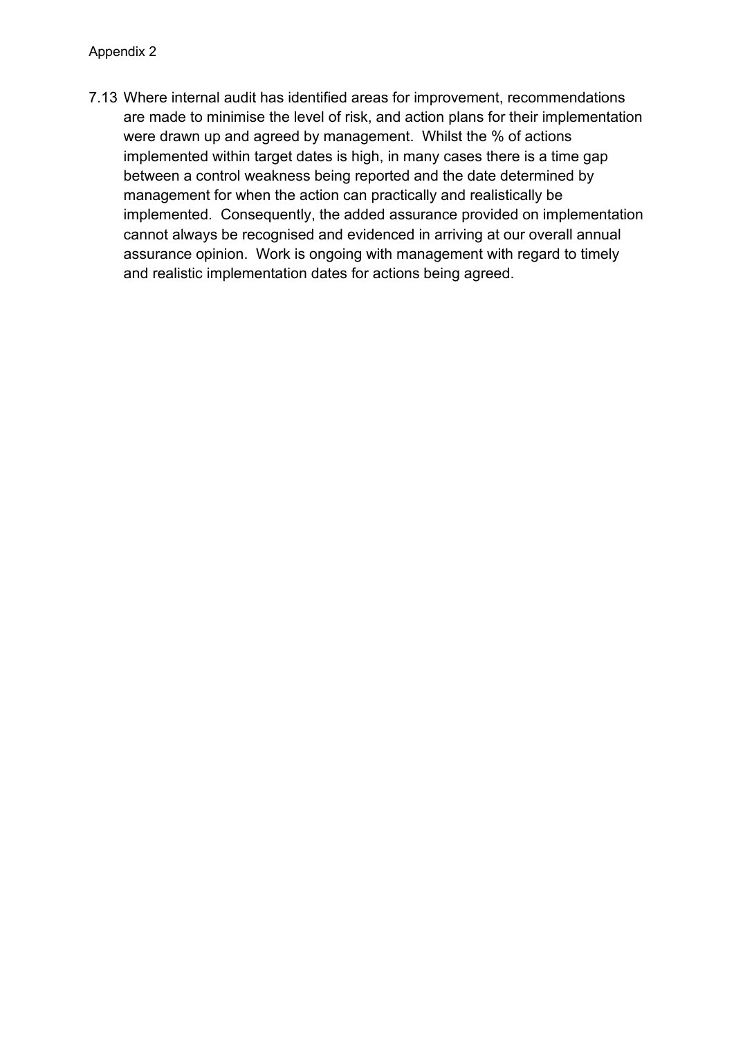7.13 Where internal audit has identified areas for improvement, recommendations are made to minimise the level of risk, and action plans for their implementation were drawn up and agreed by management. Whilst the % of actions implemented within target dates is high, in many cases there is a time gap between a control weakness being reported and the date determined by management for when the action can practically and realistically be implemented. Consequently, the added assurance provided on implementation cannot always be recognised and evidenced in arriving at our overall annual assurance opinion. Work is ongoing with management with regard to timely and realistic implementation dates for actions being agreed.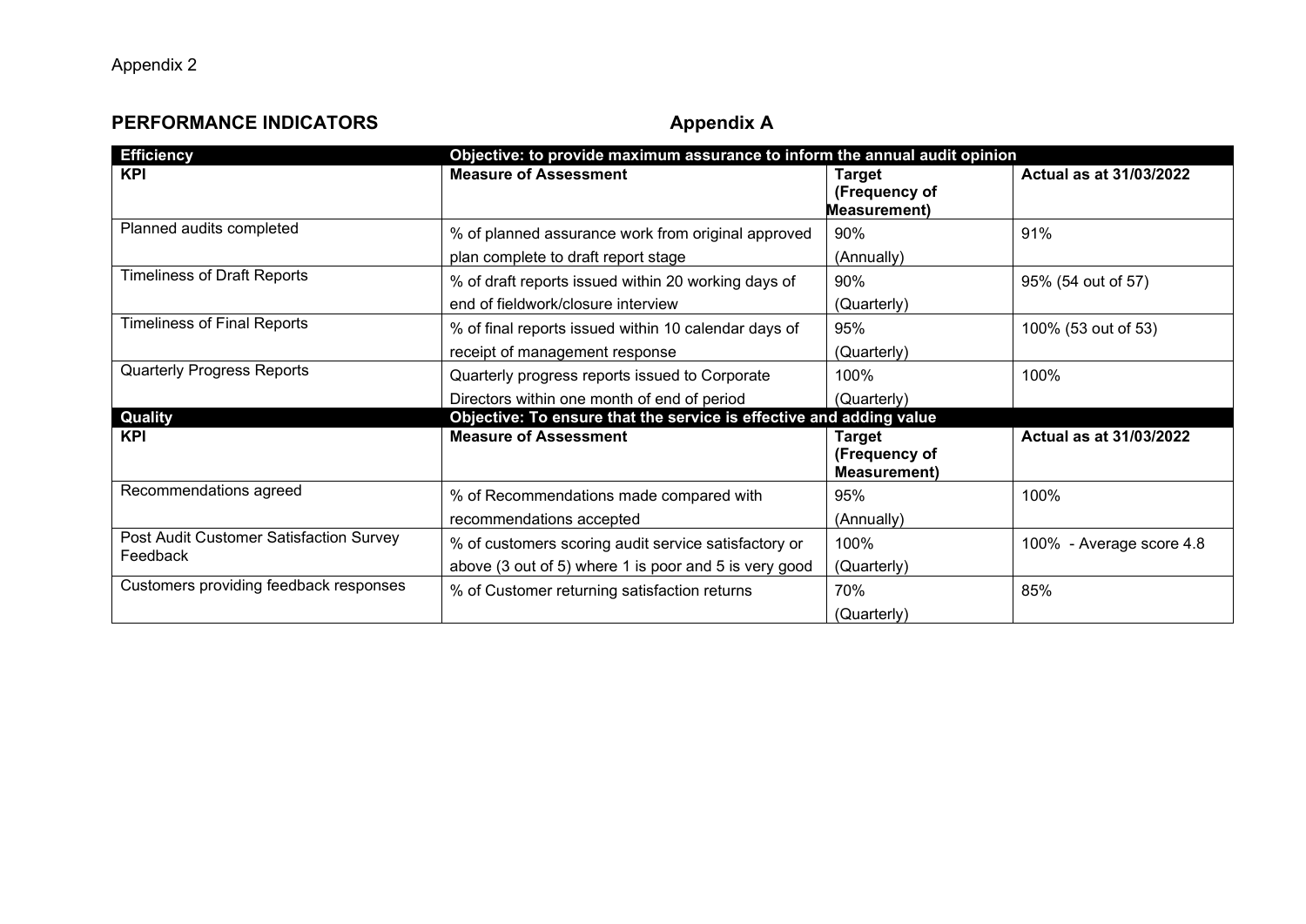Appendix 2

## PERFORMANCE INDICATORS

## Appendix A

| **Efficiency** | **Objective: to provide maximum assurance to inform the annual audit opinion** | | |
|---|---|---|---|
| **KPI** | **Measure of Assessment** | **Target (Frequency of Measurement)** | **Actual as at 31/03/2022** |
| Planned audits completed | % of planned assurance work from original approved plan complete to draft report stage | 90% (Annually) | 91% |
| Timeliness of Draft Reports | % of draft reports issued within 20 working days of end of fieldwork/closure interview | 90% (Quarterly) | 95% (54 out of 57) |
| Timeliness of Final Reports | % of final reports issued within 10 calendar days of receipt of management response | 95% (Quarterly) | 100% (53 out of 53) |
| Quarterly Progress Reports | Quarterly progress reports issued to Corporate Directors within one month of end of period | 100% (Quarterly) | 100% |
| **Quality** | **Objective: To ensure that the service is effective and adding value** | | |
| **KPI** | **Measure of Assessment** | **Target (Frequency of Measurement)** | **Actual as at 31/03/2022** |
| Recommendations agreed | % of Recommendations made compared with recommendations accepted | 95% (Annually) | 100% |
| Post Audit Customer Satisfaction Survey Feedback | % of customers scoring audit service satisfactory or above (3 out of 5) where 1 is poor and 5 is very good | 100% (Quarterly) | 100% - Average score 4.8 |
| Customers providing feedback responses | % of Customer returning satisfaction returns | 70% (Quarterly) | 85% |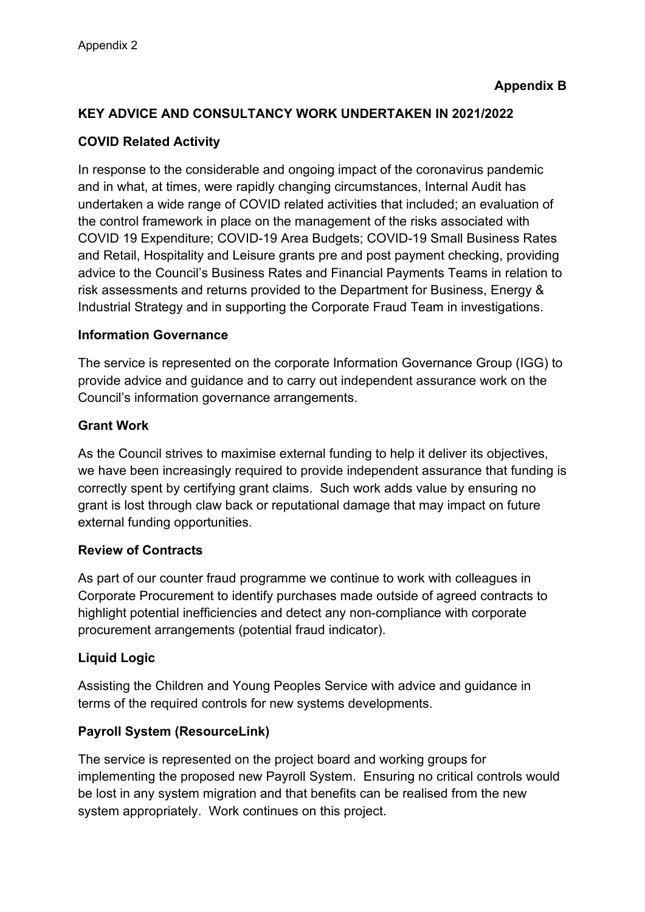Appendix 2

**Appendix B**

## KEY ADVICE AND CONSULTANCY WORK UNDERTAKEN IN 2021/2022

### COVID Related Activity

In response to the considerable and ongoing impact of the coronavirus pandemic and in what, at times, were rapidly changing circumstances, Internal Audit has undertaken a wide range of COVID related activities that included; an evaluation of the control framework in place on the management of the risks associated with COVID 19 Expenditure; COVID-19 Area Budgets; COVID-19 Small Business Rates and Retail, Hospitality and Leisure grants pre and post payment checking, providing advice to the Council's Business Rates and Financial Payments Teams in relation to risk assessments and returns provided to the Department for Business, Energy & Industrial Strategy and in supporting the Corporate Fraud Team in investigations.

### Information Governance

The service is represented on the corporate Information Governance Group (IGG) to provide advice and guidance and to carry out independent assurance work on the Council's information governance arrangements.

### Grant Work

As the Council strives to maximise external funding to help it deliver its objectives, we have been increasingly required to provide independent assurance that funding is correctly spent by certifying grant claims. Such work adds value by ensuring no grant is lost through claw back or reputational damage that may impact on future external funding opportunities.

### Review of Contracts

As part of our counter fraud programme we continue to work with colleagues in Corporate Procurement to identify purchases made outside of agreed contracts to highlight potential inefficiencies and detect any non-compliance with corporate procurement arrangements (potential fraud indicator).

### Liquid Logic

Assisting the Children and Young Peoples Service with advice and guidance in terms of the required controls for new systems developments.

### Payroll System (ResourceLink)

The service is represented on the project board and working groups for implementing the proposed new Payroll System. Ensuring no critical controls would be lost in any system migration and that benefits can be realised from the new system appropriately. Work continues on this project.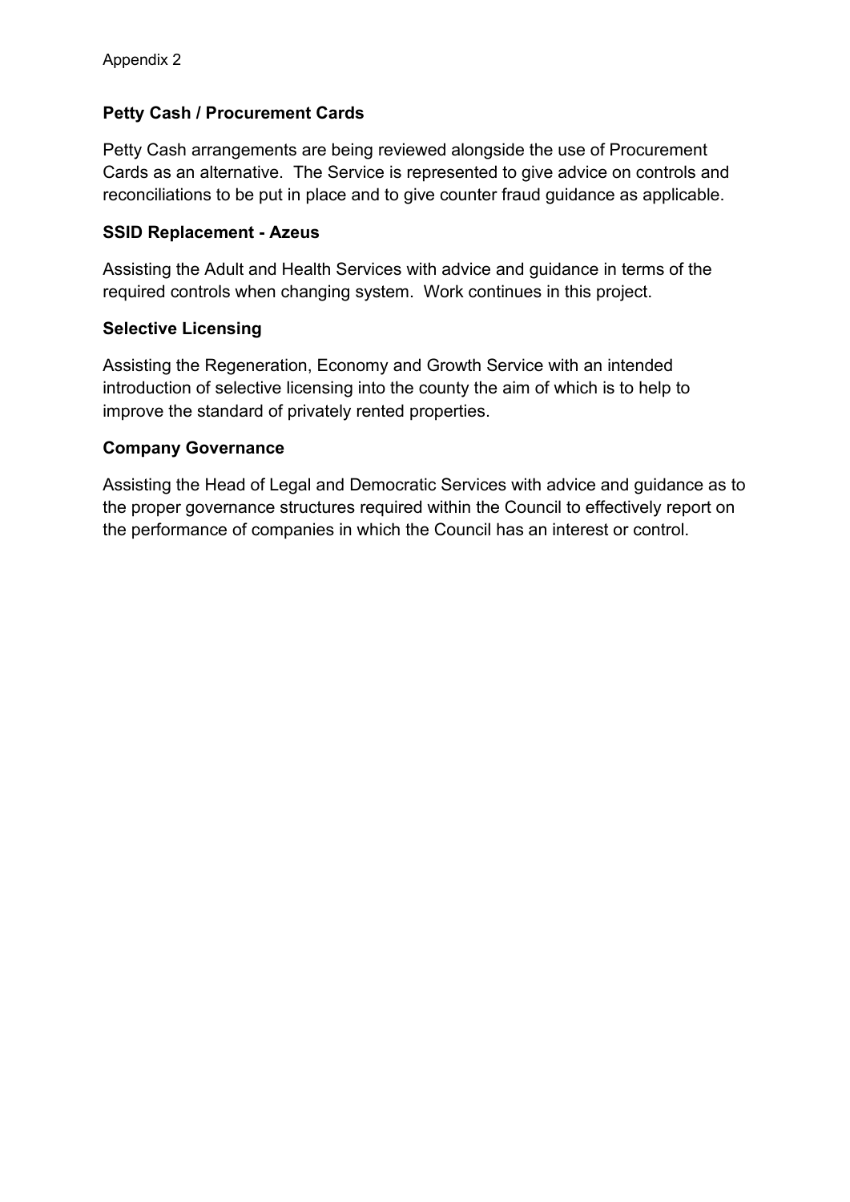Appendix 2

**Petty Cash / Procurement Cards**

Petty Cash arrangements are being reviewed alongside the use of Procurement Cards as an alternative.  The Service is represented to give advice on controls and reconciliations to be put in place and to give counter fraud guidance as applicable.

**SSID Replacement - Azeus**

Assisting the Adult and Health Services with advice and guidance in terms of the required controls when changing system.  Work continues in this project.

**Selective Licensing**

Assisting the Regeneration, Economy and Growth Service with an intended introduction of selective licensing into the county the aim of which is to help to improve the standard of privately rented properties.

**Company Governance**

Assisting the Head of Legal and Democratic Services with advice and guidance as to the proper governance structures required within the Council to effectively report on the performance of companies in which the Council has an interest or control.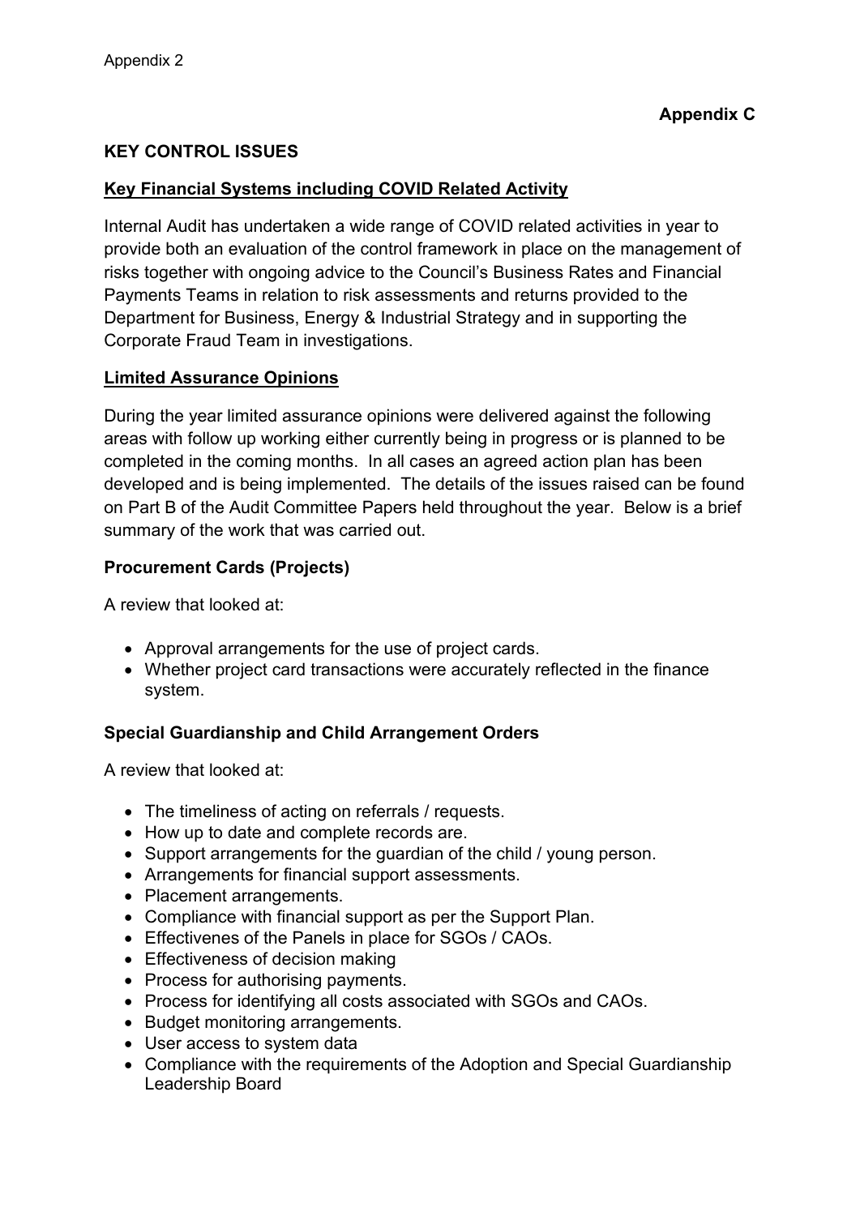Appendix 2

**Appendix C**

**KEY CONTROL ISSUES**

**Key Financial Systems including COVID Related Activity**

Internal Audit has undertaken a wide range of COVID related activities in year to provide both an evaluation of the control framework in place on the management of risks together with ongoing advice to the Council's Business Rates and Financial Payments Teams in relation to risk assessments and returns provided to the Department for Business, Energy & Industrial Strategy and in supporting the Corporate Fraud Team in investigations.

**Limited Assurance Opinions**

During the year limited assurance opinions were delivered against the following areas with follow up working either currently being in progress or is planned to be completed in the coming months. In all cases an agreed action plan has been developed and is being implemented. The details of the issues raised can be found on Part B of the Audit Committee Papers held throughout the year. Below is a brief summary of the work that was carried out.

**Procurement Cards (Projects)**

A review that looked at:

- Approval arrangements for the use of project cards.
- Whether project card transactions were accurately reflected in the finance system.

**Special Guardianship and Child Arrangement Orders**

A review that looked at:

- The timeliness of acting on referrals / requests.
- How up to date and complete records are.
- Support arrangements for the guardian of the child / young person.
- Arrangements for financial support assessments.
- Placement arrangements.
- Compliance with financial support as per the Support Plan.
- Effectivenes of the Panels in place for SGOs / CAOs.
- Effectiveness of decision making
- Process for authorising payments.
- Process for identifying all costs associated with SGOs and CAOs.
- Budget monitoring arrangements.
- User access to system data
- Compliance with the requirements of the Adoption and Special Guardianship Leadership Board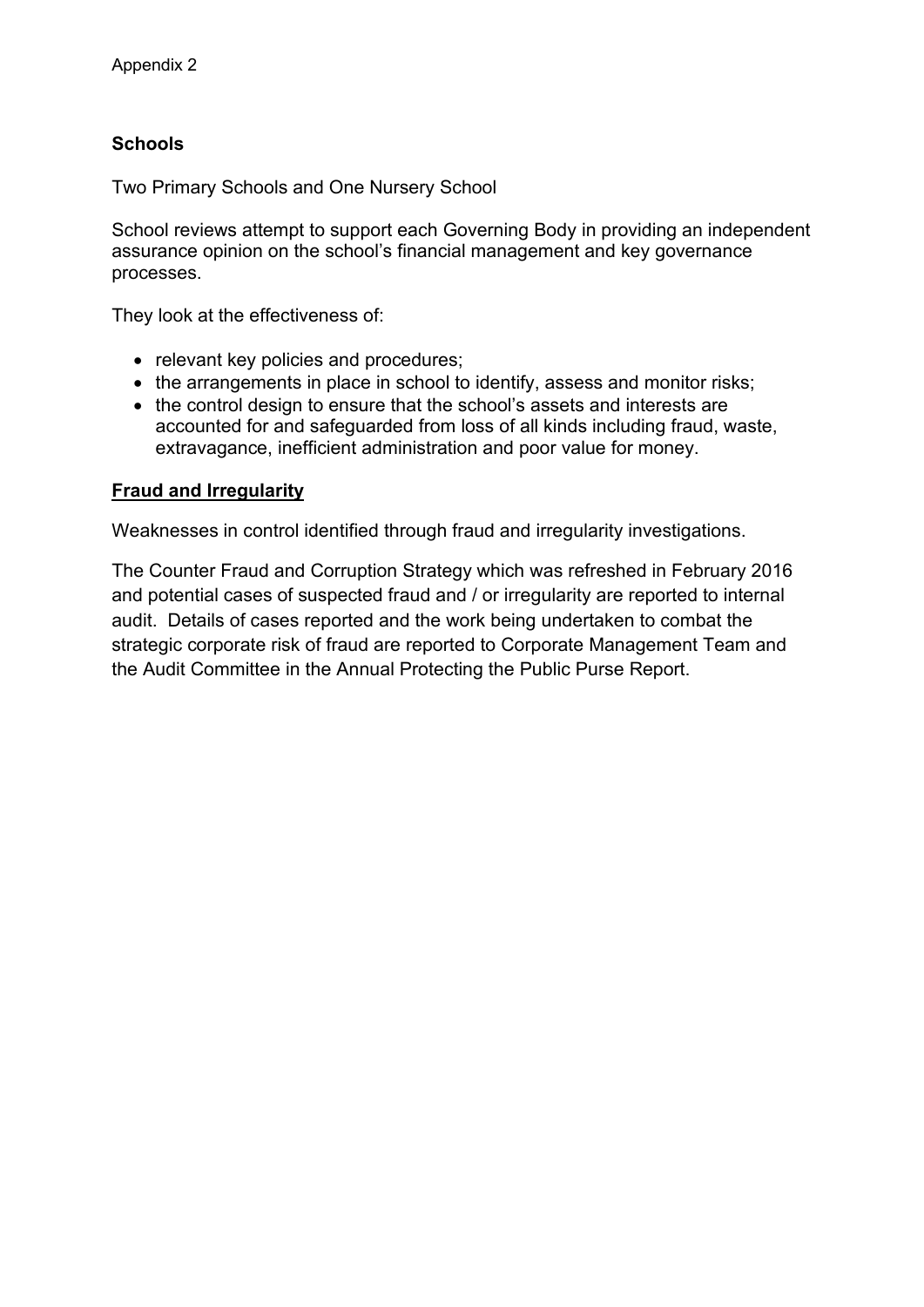Appendix 2

**Schools**

Two Primary Schools and One Nursery School

School reviews attempt to support each Governing Body in providing an independent assurance opinion on the school's financial management and key governance processes.

They look at the effectiveness of:

- relevant key policies and procedures;
- the arrangements in place in school to identify, assess and monitor risks;
- the control design to ensure that the school's assets and interests are accounted for and safeguarded from loss of all kinds including fraud, waste, extravagance, inefficient administration and poor value for money.

**Fraud and Irregularity**

Weaknesses in control identified through fraud and irregularity investigations.

The Counter Fraud and Corruption Strategy which was refreshed in February 2016 and potential cases of suspected fraud and / or irregularity are reported to internal audit. Details of cases reported and the work being undertaken to combat the strategic corporate risk of fraud are reported to Corporate Management Team and the Audit Committee in the Annual Protecting the Public Purse Report.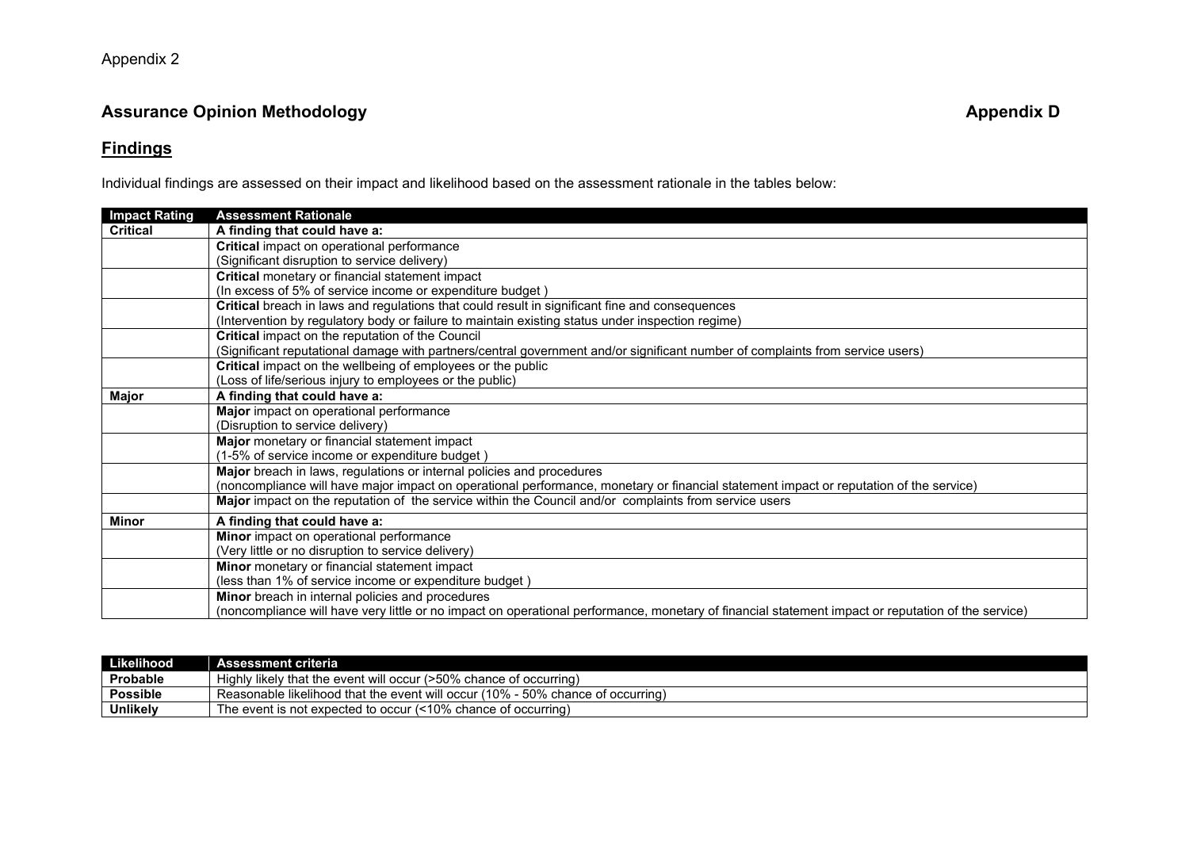Appendix 2

## Assurance Opinion Methodology

**Appendix D**

## Findings

Individual findings are assessed on their impact and likelihood based on the assessment rationale in the tables below:

| Impact Rating | Assessment Rationale |
|---|---|
| **Critical** | **A finding that could have a:** |
| | **Critical** impact on operational performance<br>(Significant disruption to service delivery) |
| | **Critical** monetary or financial statement impact<br>(In excess of 5% of service income or expenditure budget ) |
| | **Critical** breach in laws and regulations that could result in significant fine and consequences<br>(Intervention by regulatory body or failure to maintain existing status under inspection regime) |
| | **Critical** impact on the reputation of the Council<br>(Significant reputational damage with partners/central government and/or significant number of complaints from service users) |
| | **Critical** impact on the wellbeing of employees or the public<br>(Loss of life/serious injury to employees or the public) |
| **Major** | **A finding that could have a:** |
| | **Major** impact on operational performance<br>(Disruption to service delivery) |
| | **Major** monetary or financial statement impact<br>(1-5% of service income or expenditure budget ) |
| | **Major** breach in laws, regulations or internal policies and procedures<br>(noncompliance will have major impact on operational performance, monetary or financial statement impact or reputation of the service) |
| | **Major** impact on the reputation of the service within the Council and/or complaints from service users |
| **Minor** | **A finding that could have a:** |
| | **Minor** impact on operational performance<br>(Very little or no disruption to service delivery) |
| | **Minor** monetary or financial statement impact<br>(less than 1% of service income or expenditure budget ) |
| | **Minor** breach in internal policies and procedures<br>(noncompliance will have very little or no impact on operational performance, monetary of financial statement impact or reputation of the service) |

| Likelihood | Assessment criteria |
|---|---|
| **Probable** | Highly likely that the event will occur (>50% chance of occurring) |
| **Possible** | Reasonable likelihood that the event will occur (10% - 50% chance of occurring) |
| **Unlikely** | The event is not expected to occur (<10% chance of occurring) |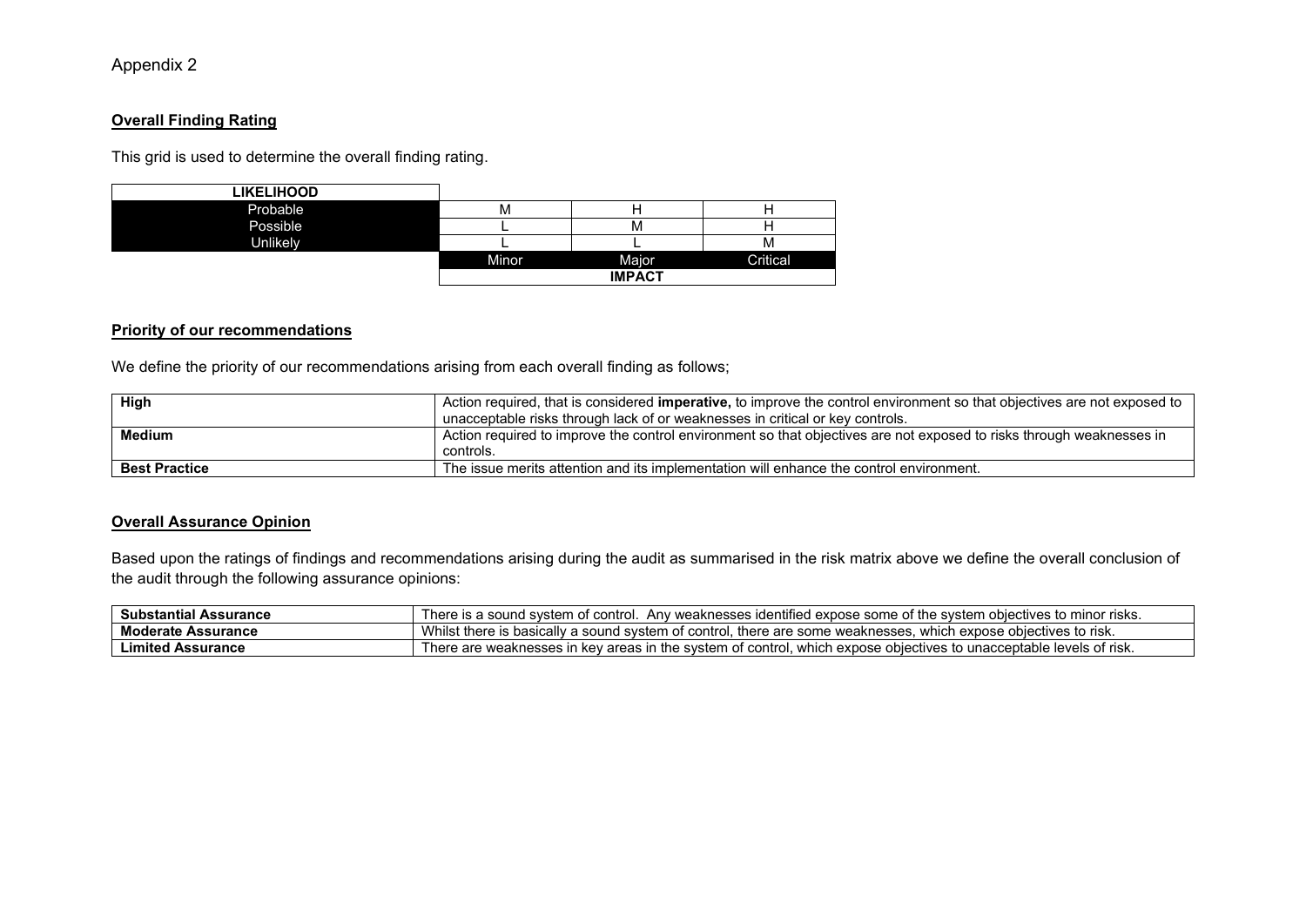Appendix 2

**Overall Finding Rating**

This grid is used to determine the overall finding rating.

| LIKELIHOOD | | | |
|---|---|---|---|
| Probable | M | H | H |
| Possible | L | M | H |
| Unlikely | L | L | M |
| | Minor | Major | Critical |
| | IMPACT | | |

**Priority of our recommendations**

We define the priority of our recommendations arising from each overall finding as follows;

| | |
|---|---|
| **High** | Action required, that is considered **imperative,** to improve the control environment so that objectives are not exposed to unacceptable risks through lack of or weaknesses in critical or key controls. |
| **Medium** | Action required to improve the control environment so that objectives are not exposed to risks through weaknesses in controls. |
| **Best Practice** | The issue merits attention and its implementation will enhance the control environment. |

**Overall Assurance Opinion**

Based upon the ratings of findings and recommendations arising during the audit as summarised in the risk matrix above we define the overall conclusion of the audit through the following assurance opinions:

| | |
|---|---|
| **Substantial Assurance** | There is a sound system of control. Any weaknesses identified expose some of the system objectives to minor risks. |
| **Moderate Assurance** | Whilst there is basically a sound system of control, there are some weaknesses, which expose objectives to risk. |
| **Limited Assurance** | There are weaknesses in key areas in the system of control, which expose objectives to unacceptable levels of risk. |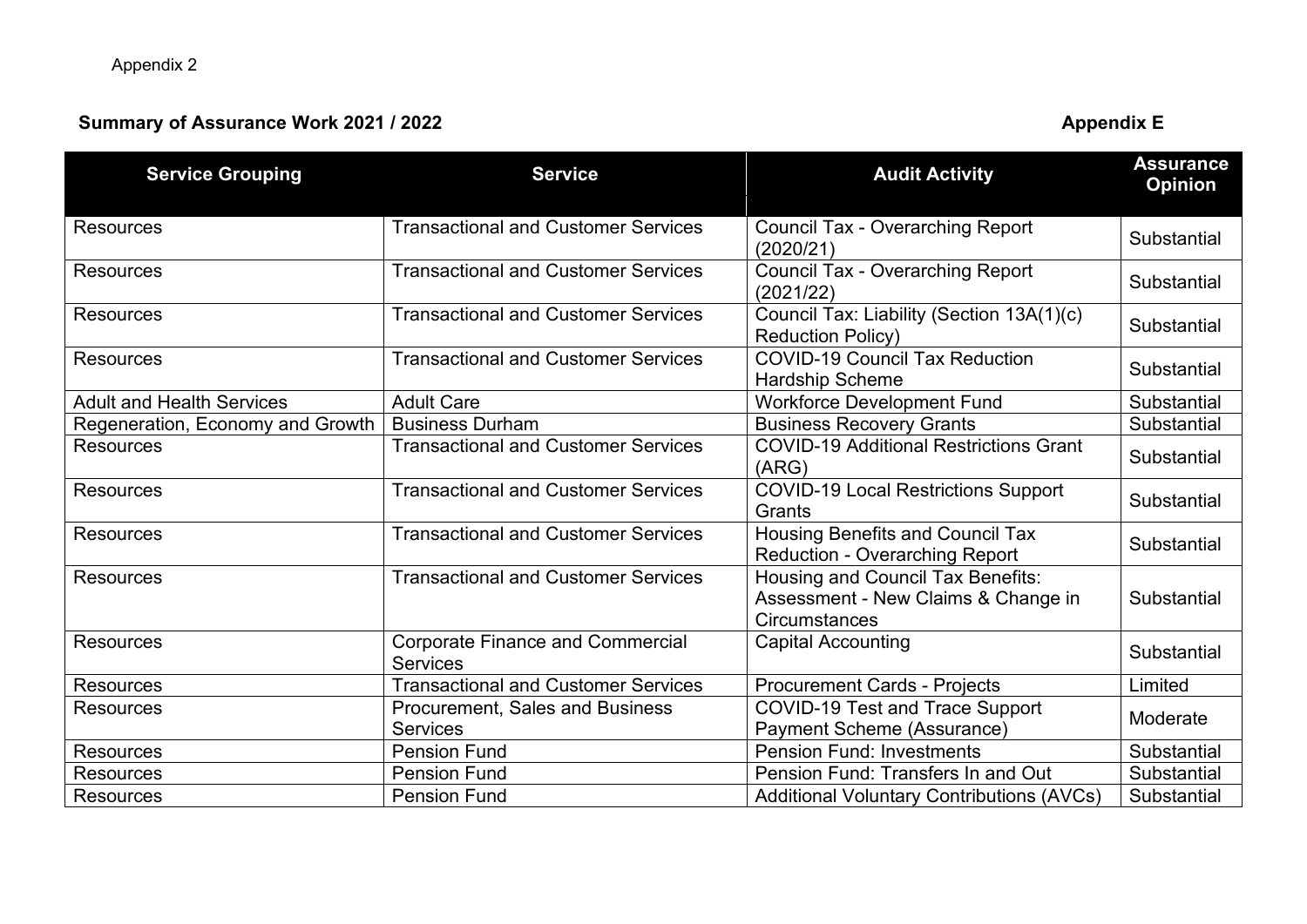Appendix 2

**Summary of Assurance Work 2021 / 2022** **Appendix E**

| Service Grouping | Service | Audit Activity | Assurance Opinion |
|---|---|---|---|
| Resources | Transactional and Customer Services | Council Tax - Overarching Report (2020/21) | Substantial |
| Resources | Transactional and Customer Services | Council Tax - Overarching Report (2021/22) | Substantial |
| Resources | Transactional and Customer Services | Council Tax: Liability (Section 13A(1)(c) Reduction Policy) | Substantial |
| Resources | Transactional and Customer Services | COVID-19 Council Tax Reduction Hardship Scheme | Substantial |
| Adult and Health Services | Adult Care | Workforce Development Fund | Substantial |
| Regeneration, Economy and Growth | Business Durham | Business Recovery Grants | Substantial |
| Resources | Transactional and Customer Services | COVID-19 Additional Restrictions Grant (ARG) | Substantial |
| Resources | Transactional and Customer Services | COVID-19 Local Restrictions Support Grants | Substantial |
| Resources | Transactional and Customer Services | Housing Benefits and Council Tax Reduction - Overarching Report | Substantial |
| Resources | Transactional and Customer Services | Housing and Council Tax Benefits: Assessment - New Claims & Change in Circumstances | Substantial |
| Resources | Corporate Finance and Commercial Services | Capital Accounting | Substantial |
| Resources | Transactional and Customer Services | Procurement Cards - Projects | Limited |
| Resources | Procurement, Sales and Business Services | COVID-19 Test and Trace Support Payment Scheme (Assurance) | Moderate |
| Resources | Pension Fund | Pension Fund: Investments | Substantial |
| Resources | Pension Fund | Pension Fund: Transfers In and Out | Substantial |
| Resources | Pension Fund | Additional Voluntary Contributions (AVCs) | Substantial |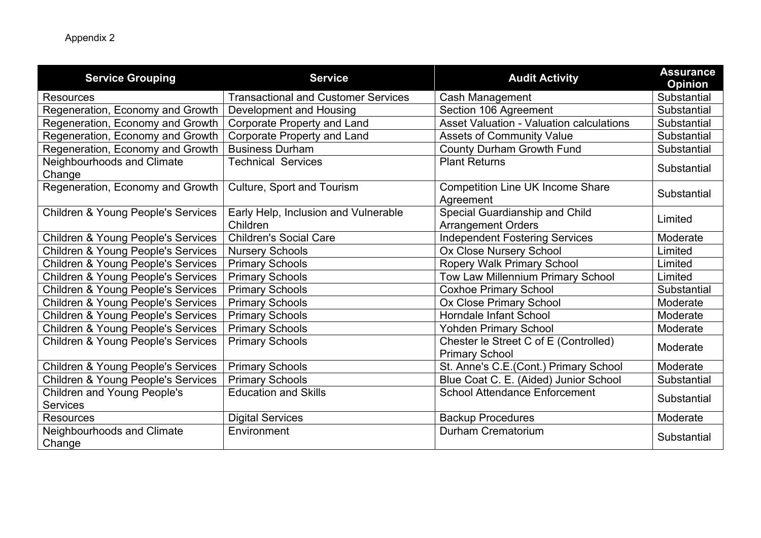Appendix 2

| Service Grouping | Service | Audit Activity | Assurance Opinion |
|---|---|---|---|
| Resources | Transactional and Customer Services | Cash Management | Substantial |
| Regeneration, Economy and Growth | Development and Housing | Section 106 Agreement | Substantial |
| Regeneration, Economy and Growth | Corporate Property and Land | Asset Valuation - Valuation calculations | Substantial |
| Regeneration, Economy and Growth | Corporate Property and Land | Assets of Community Value | Substantial |
| Regeneration, Economy and Growth | Business Durham | County Durham Growth Fund | Substantial |
| Neighbourhoods and Climate Change | Technical Services | Plant Returns | Substantial |
| Regeneration, Economy and Growth | Culture, Sport and Tourism | Competition Line UK Income Share Agreement | Substantial |
| Children & Young People's Services | Early Help, Inclusion and Vulnerable Children | Special Guardianship and Child Arrangement Orders | Limited |
| Children & Young People's Services | Children's Social Care | Independent Fostering Services | Moderate |
| Children & Young People's Services | Nursery Schools | Ox Close Nursery School | Limited |
| Children & Young People's Services | Primary Schools | Ropery Walk Primary School | Limited |
| Children & Young People's Services | Primary Schools | Tow Law Millennium Primary School | Limited |
| Children & Young People's Services | Primary Schools | Coxhoe Primary School | Substantial |
| Children & Young People's Services | Primary Schools | Ox Close Primary School | Moderate |
| Children & Young People's Services | Primary Schools | Horndale Infant School | Moderate |
| Children & Young People's Services | Primary Schools | Yohden Primary School | Moderate |
| Children & Young People's Services | Primary Schools | Chester le Street C of E (Controlled) Primary School | Moderate |
| Children & Young People's Services | Primary Schools | St. Anne's C.E.(Cont.) Primary School | Moderate |
| Children & Young People's Services | Primary Schools | Blue Coat C. E. (Aided) Junior School | Substantial |
| Children and Young People's Services | Education and Skills | School Attendance Enforcement | Substantial |
| Resources | Digital Services | Backup Procedures | Moderate |
| Neighbourhoods and Climate Change | Environment | Durham Crematorium | Substantial |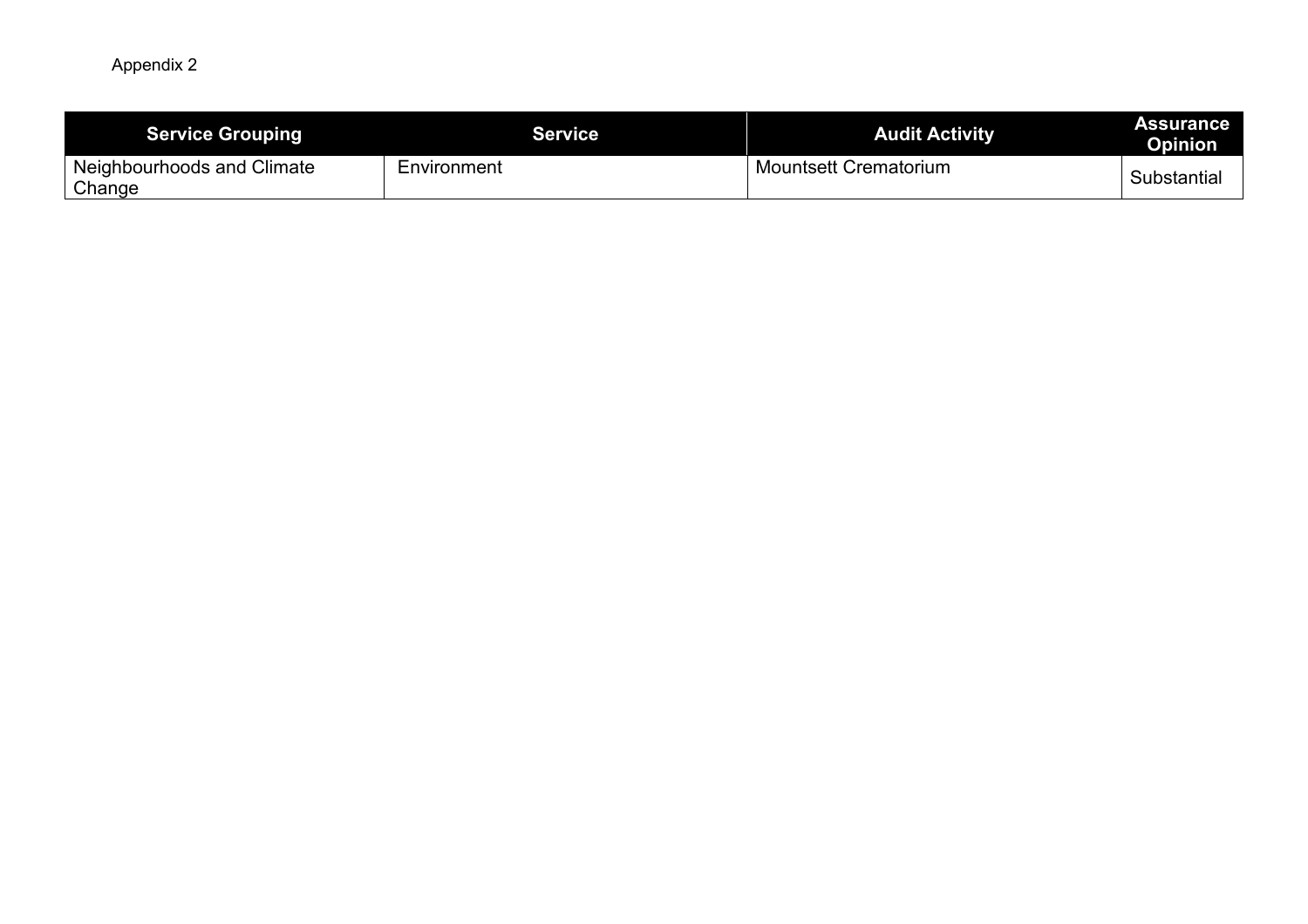Appendix 2

| Service Grouping | Service | Audit Activity | Assurance Opinion |
| --- | --- | --- | --- |
| Neighbourhoods and Climate Change | Environment | Mountsett Crematorium | Substantial |